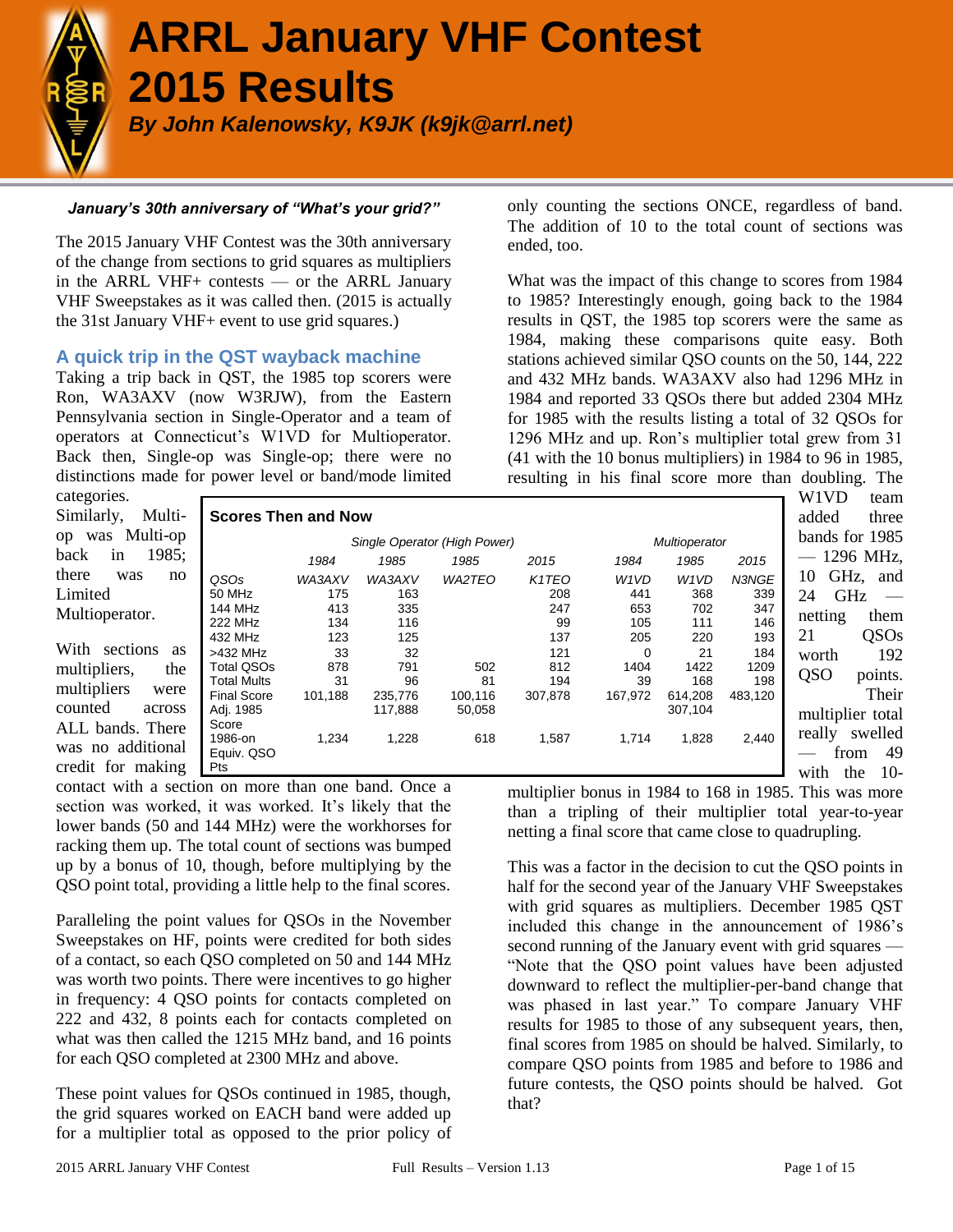# ARRL January VHF Contest 2015 Results

***By John Kalenowsky, K9JK (k9jk@arrl.net)***

***January's 30th anniversary of "What's your grid?"***

The 2015 January VHF Contest was the 30th anniversary of the change from sections to grid squares as multipliers in the ARRL VHF+ contests — or the ARRL January VHF Sweepstakes as it was called then. (2015 is actually the 31st January VHF+ event to use grid squares.)

## A quick trip in the QST wayback machine

Taking a trip back in QST, the 1985 top scorers were Ron, WA3AXV (now W3RJW), from the Eastern Pennsylvania section in Single-Operator and a team of operators at Connecticut's W1VD for Multioperator. Back then, Single-op was Single-op; there were no distinctions made for power level or band/mode limited categories. Similarly, Multi-op was Multi-op back in 1985; there was no Limited Multioperator.

With sections as multipliers, the multipliers were counted across ALL bands. There was no additional credit for making contact with a section on more than one band. Once a section was worked, it was worked. It's likely that the lower bands (50 and 144 MHz) were the workhorses for racking them up. The total count of sections was bumped up by a bonus of 10, though, before multiplying by the QSO point total, providing a little help to the final scores.

Paralleling the point values for QSOs in the November Sweepstakes on HF, points were credited for both sides of a contact, so each QSO completed on 50 and 144 MHz was worth two points. There were incentives to go higher in frequency: 4 QSO points for contacts completed on 222 and 432, 8 points each for contacts completed on what was then called the 1215 MHz band, and 16 points for each QSO completed at 2300 MHz and above.

These point values for QSOs continued in 1985, though, the grid squares worked on EACH band were added up for a multiplier total as opposed to the prior policy of only counting the sections ONCE, regardless of band. The addition of 10 to the total count of sections was ended, too.

What was the impact of this change to scores from 1984 to 1985? Interestingly enough, going back to the 1984 results in QST, the 1985 top scorers were the same as 1984, making these comparisons quite easy. Both stations achieved similar QSO counts on the 50, 144, 222 and 432 MHz bands. WA3AXV also had 1296 MHz in 1984 and reported 33 QSOs there but added 2304 MHz for 1985 with the results listing a total of 32 QSOs for 1296 MHz and up. Ron's multiplier total grew from 31 (41 with the 10 bonus multipliers) in 1984 to 96 in 1985, resulting in his final score more than doubling. The W1VD team added three bands for 1985 — 1296 MHz, 10 GHz, and 24 GHz — netting them 21 QSOs worth 192 QSO points. Their multiplier total really swelled — from 49 with the 10-multiplier bonus in 1984 to 168 in 1985. This was more than a tripling of their multiplier total year-to-year netting a final score that came close to quadrupling.

**Scores Then and Now**

| | *Single Operator (High Power)* | | | | *Multioperator* | | |
|---|---|---|---|---|---|---|---|
| | *1984* | *1985* | *1985* | *2015* | *1984* | *1985* | *2015* |
| *QSOs* | *WA3AXV* | *WA3AXV* | *WA2TEO* | *K1TEO* | *W1VD* | *W1VD* | *N3NGE* |
| 50 MHz | 175 | 163 | | 208 | 441 | 368 | 339 |
| 144 MHz | 413 | 335 | | 247 | 653 | 702 | 347 |
| 222 MHz | 134 | 116 | | 99 | 105 | 111 | 146 |
| 432 MHz | 123 | 125 | | 137 | 205 | 220 | 193 |
| >432 MHz | 33 | 32 | | 121 | 0 | 21 | 184 |
| Total QSOs | 878 | 791 | 502 | 812 | 1404 | 1422 | 1209 |
| Total Mults | 31 | 96 | 81 | 194 | 39 | 168 | 198 |
| Final Score | 101,188 | 235,776 | 100,116 | 307,878 | 167,972 | 614,208 | 483,120 |
| Adj. 1985 Score | | 117,888 | 50,058 | | | 307,104 | |
| 1986-on Equiv. QSO Pts | 1,234 | 1,228 | 618 | 1,587 | 1,714 | 1,828 | 2,440 |

This was a factor in the decision to cut the QSO points in half for the second year of the January VHF Sweepstakes with grid squares as multipliers. December 1985 QST included this change in the announcement of 1986's second running of the January event with grid squares — "Note that the QSO point values have been adjusted downward to reflect the multiplier-per-band change that was phased in last year." To compare January VHF results for 1985 to those of any subsequent years, then, final scores from 1985 on should be halved. Similarly, to compare QSO points from 1985 and before to 1986 and future contests, the QSO points should be halved. Got that?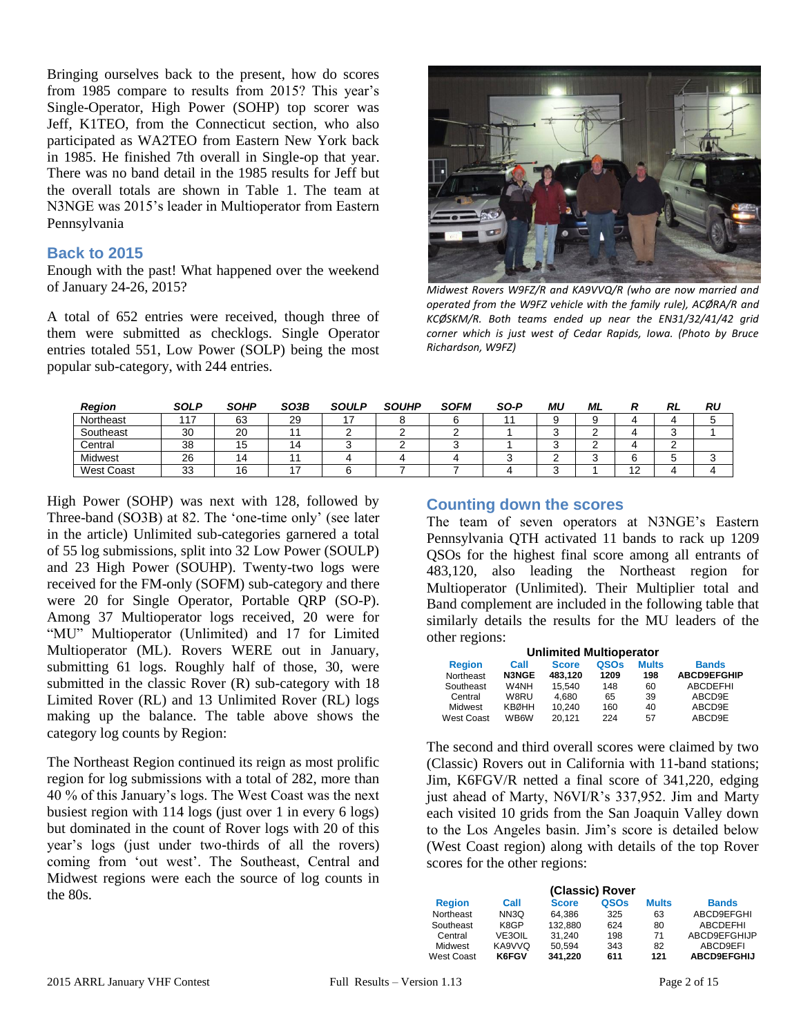Bringing ourselves back to the present, how do scores from 1985 compare to results from 2015? This year's Single-Operator, High Power (SOHP) top scorer was Jeff, K1TEO, from the Connecticut section, who also participated as WA2TEO from Eastern New York back in 1985. He finished 7th overall in Single-op that year. There was no band detail in the 1985 results for Jeff but the overall totals are shown in Table 1. The team at N3NGE was 2015's leader in Multioperator from Eastern Pennsylvania

*Midwest Rovers W9FZ/R and KA9VVQ/R (who are now married and operated from the W9FZ vehicle with the family rule), ACØRA/R and KCØSKM/R. Both teams ended up near the EN31/32/41/42 grid corner which is just west of Cedar Rapids, Iowa. (Photo by Bruce Richardson, W9FZ)*

## Back to 2015

Enough with the past! What happened over the weekend of January 24-26, 2015?

A total of 652 entries were received, though three of them were submitted as checklogs. Single Operator entries totaled 551, Low Power (SOLP) being the most popular sub-category, with 244 entries.

| *Region* | *SOLP* | *SOHP* | *SO3B* | *SOULP* | *SOUHP* | *SOFM* | *SO-P* | *MU* | *ML* | *R* | *RL* | *RU* |
|---|---|---|---|---|---|---|---|---|---|---|---|---|
| Northeast | 117 | 63 | 29 | 17 | 8 | 6 | 11 | 9 | 9 | 4 | 4 | 5 |
| Southeast | 30 | 20 | 11 | 2 | 2 | 2 | 1 | 3 | 2 | 4 | 3 | 1 |
| Central | 38 | 15 | 14 | 3 | 2 | 3 | 1 | 3 | 2 | 4 | 2 | |
| Midwest | 26 | 14 | 11 | 4 | 4 | 4 | 3 | 2 | 3 | 6 | 5 | 3 |
| West Coast | 33 | 16 | 17 | 6 | 7 | 7 | 4 | 3 | 1 | 12 | 4 | 4 |

High Power (SOHP) was next with 128, followed by Three-band (SO3B) at 82. The 'one-time only' (see later in the article) Unlimited sub-categories garnered a total of 55 log submissions, split into 32 Low Power (SOULP) and 23 High Power (SOUHP). Twenty-two logs were received for the FM-only (SOFM) sub-category and there were 20 for Single Operator, Portable QRP (SO-P). Among 37 Multioperator logs received, 20 were for "MU" Multioperator (Unlimited) and 17 for Limited Multioperator (ML). Rovers WERE out in January, submitting 61 logs. Roughly half of those, 30, were submitted in the classic Rover (R) sub-category with 18 Limited Rover (RL) and 13 Unlimited Rover (RL) logs making up the balance. The table above shows the category log counts by Region:

The Northeast Region continued its reign as most prolific region for log submissions with a total of 282, more than 40 % of this January's logs. The West Coast was the next busiest region with 114 logs (just over 1 in every 6 logs) but dominated in the count of Rover logs with 20 of this year's logs (just under two-thirds of all the rovers) coming from 'out west'. The Southeast, Central and Midwest regions were each the source of log counts in the 80s.

## Counting down the scores

The team of seven operators at N3NGE's Eastern Pennsylvania QTH activated 11 bands to rack up 1209 QSOs for the highest final score among all entrants of 483,120, also leading the Northeast region for Multioperator (Unlimited). Their Multiplier total and Band complement are included in the following table that similarly details the results for the MU leaders of the other regions:

**Unlimited Multioperator**

| Region | Call | Score | QSOs | Mults | Bands |
|---|---|---|---|---|---|
| Northeast | **N3NGE** | **483,120** | **1209** | **198** | **ABCD9EFGHIP** |
| Southeast | W4NH | 15,540 | 148 | 60 | ABCDEFHI |
| Central | W8RU | 4,680 | 65 | 39 | ABCD9E |
| Midwest | KBØHH | 10,240 | 160 | 40 | ABCD9E |
| West Coast | WB6W | 20,121 | 224 | 57 | ABCD9E |

The second and third overall scores were claimed by two (Classic) Rovers out in California with 11-band stations; Jim, K6FGV/R netted a final score of 341,220, edging just ahead of Marty, N6VI/R's 337,952. Jim and Marty each visited 10 grids from the San Joaquin Valley down to the Los Angeles basin. Jim's score is detailed below (West Coast region) along with details of the top Rover scores for the other regions:

**(Classic) Rover**

| Region | Call | Score | QSOs | Mults | Bands |
|---|---|---|---|---|---|
| Northeast | NN3Q | 64,386 | 325 | 63 | ABCD9EFGHI |
| Southeast | K8GP | 132,880 | 624 | 80 | ABCDEFHI |
| Central | VE3OIL | 31,240 | 198 | 71 | ABCD9EFGHIJP |
| Midwest | KA9VVQ | 50,594 | 343 | 82 | ABCD9EFI |
| West Coast | **K6FGV** | **341,220** | **611** | **121** | **ABCD9EFGHIJ** |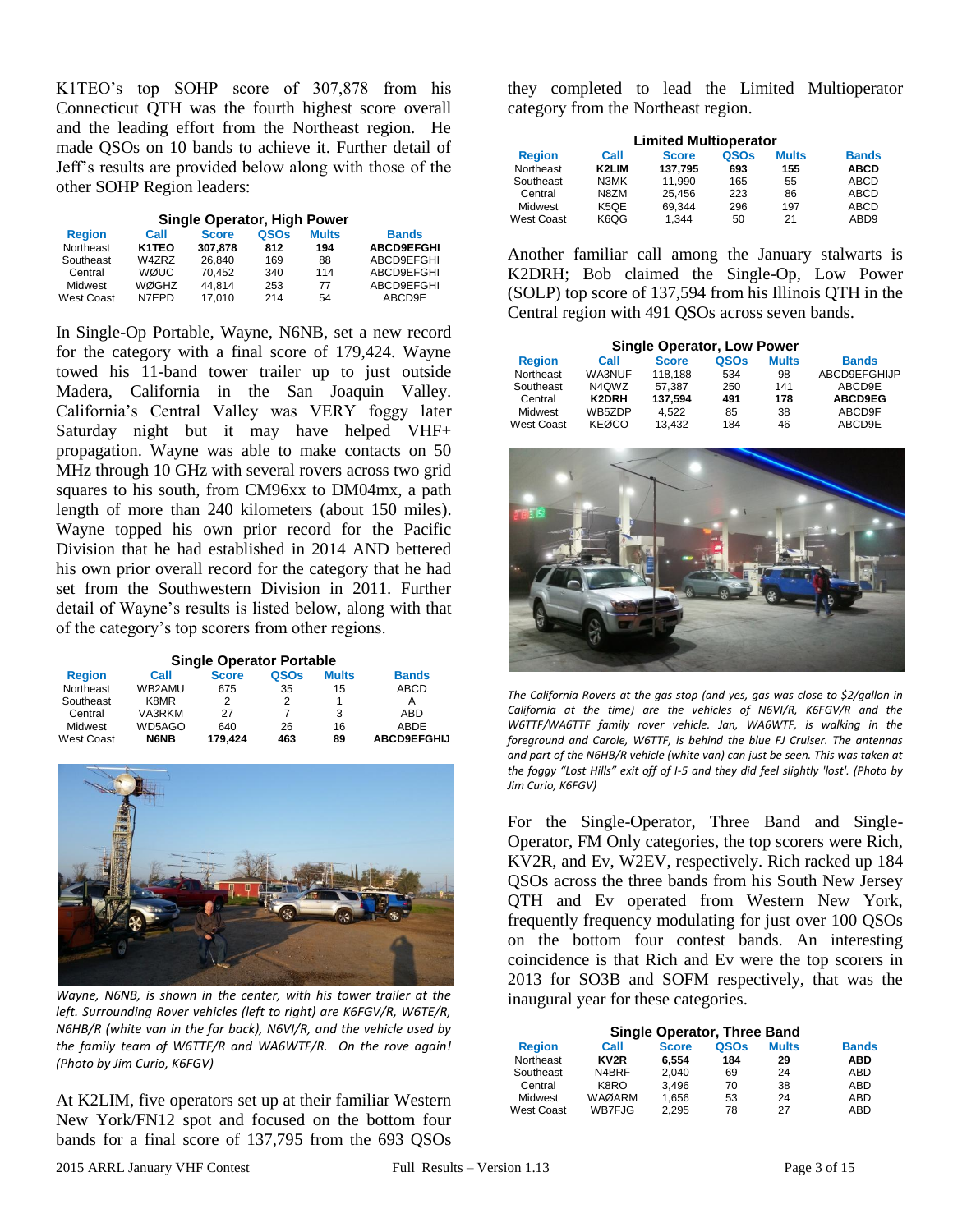K1TEO's top SOHP score of 307,878 from his Connecticut QTH was the fourth highest score overall and the leading effort from the Northeast region. He made QSOs on 10 bands to achieve it. Further detail of Jeff's results are provided below along with those of the other SOHP Region leaders:

**Single Operator, High Power**

| Region | Call | Score | QSOs | Mults | Bands |
|---|---|---|---|---|---|
| Northeast | **K1TEO** | **307,878** | **812** | **194** | **ABCD9EFGHI** |
| Southeast | W4ZRZ | 26,840 | 169 | 88 | ABCD9EFGHI |
| Central | WØUC | 70,452 | 340 | 114 | ABCD9EFGHI |
| Midwest | WØGHZ | 44,814 | 253 | 77 | ABCD9EFGHI |
| West Coast | N7EPD | 17,010 | 214 | 54 | ABCD9E |

In Single-Op Portable, Wayne, N6NB, set a new record for the category with a final score of 179,424. Wayne towed his 11-band tower trailer up to just outside Madera, California in the San Joaquin Valley. California's Central Valley was VERY foggy later Saturday night but it may have helped VHF+ propagation. Wayne was able to make contacts on 50 MHz through 10 GHz with several rovers across two grid squares to his south, from CM96xx to DM04mx, a path length of more than 240 kilometers (about 150 miles). Wayne topped his own prior record for the Pacific Division that he had established in 2014 AND bettered his own prior overall record for the category that he had set from the Southwestern Division in 2011. Further detail of Wayne's results is listed below, along with that of the category's top scorers from other regions.

**Single Operator Portable**

| Region | Call | Score | QSOs | Mults | Bands |
|---|---|---|---|---|---|
| Northeast | WB2AMU | 675 | 35 | 15 | ABCD |
| Southeast | K8MR | 2 | 2 | 1 | A |
| Central | VA3RKM | 27 | 7 | 3 | ABD |
| Midwest | WD5AGO | 640 | 26 | 16 | ABDE |
| West Coast | **N6NB** | **179,424** | **463** | **89** | **ABCD9EFGHIJ** |

*Wayne, N6NB, is shown in the center, with his tower trailer at the left. Surrounding Rover vehicles (left to right) are K6FGV/R, W6TE/R, N6HB/R (white van in the far back), N6VI/R, and the vehicle used by the family team of W6TTF/R and WA6WTF/R. On the rove again! (Photo by Jim Curio, K6FGV)*

At K2LIM, five operators set up at their familiar Western New York/FN12 spot and focused on the bottom four bands for a final score of 137,795 from the 693 QSOs they completed to lead the Limited Multioperator category from the Northeast region.

**Limited Multioperator**

| Region | Call | Score | QSOs | Mults | Bands |
|---|---|---|---|---|---|
| Northeast | **K2LIM** | **137,795** | **693** | **155** | **ABCD** |
| Southeast | N3MK | 11,990 | 165 | 55 | ABCD |
| Central | N8ZM | 25,456 | 223 | 86 | ABCD |
| Midwest | K5QE | 69,344 | 296 | 197 | ABCD |
| West Coast | K6QG | 1,344 | 50 | 21 | ABD9 |

Another familiar call among the January stalwarts is K2DRH; Bob claimed the Single-Op, Low Power (SOLP) top score of 137,594 from his Illinois QTH in the Central region with 491 QSOs across seven bands.

**Single Operator, Low Power**

| Region | Call | Score | QSOs | Mults | Bands |
|---|---|---|---|---|---|
| Northeast | WA3NUF | 118,188 | 534 | 98 | ABCD9EFGHIJP |
| Southeast | N4QWZ | 57,387 | 250 | 141 | ABCD9E |
| Central | **K2DRH** | **137,594** | **491** | **178** | **ABCD9EG** |
| Midwest | WB5ZDP | 4,522 | 85 | 38 | ABCD9F |
| West Coast | KEØCO | 13,432 | 184 | 46 | ABCD9E |

*The California Rovers at the gas stop (and yes, gas was close to $2/gallon in California at the time) are the vehicles of N6VI/R, K6FGV/R and the W6TTF/WA6TTF family rover vehicle. Jan, WA6WTF, is walking in the foreground and Carole, W6TTF, is behind the blue FJ Cruiser. The antennas and part of the N6HB/R vehicle (white van) can just be seen. This was taken at the foggy "Lost Hills" exit off of I-5 and they did feel slightly 'lost'. (Photo by Jim Curio, K6FGV)*

For the Single-Operator, Three Band and Single-Operator, FM Only categories, the top scorers were Rich, KV2R, and Ev, W2EV, respectively. Rich racked up 184 QSOs across the three bands from his South New Jersey QTH and Ev operated from Western New York, frequently frequency modulating for just over 100 QSOs on the bottom four contest bands. An interesting coincidence is that Rich and Ev were the top scorers in 2013 for SO3B and SOFM respectively, that was the inaugural year for these categories.

**Single Operator, Three Band**

| Region | Call | Score | QSOs | Mults | Bands |
|---|---|---|---|---|---|
| Northeast | **KV2R** | **6,554** | **184** | **29** | **ABD** |
| Southeast | N4BRF | 2,040 | 69 | 24 | ABD |
| Central | K8RO | 3,496 | 70 | 38 | ABD |
| Midwest | WAØARM | 1,656 | 53 | 24 | ABD |
| West Coast | WB7FJG | 2,295 | 78 | 27 | ABD |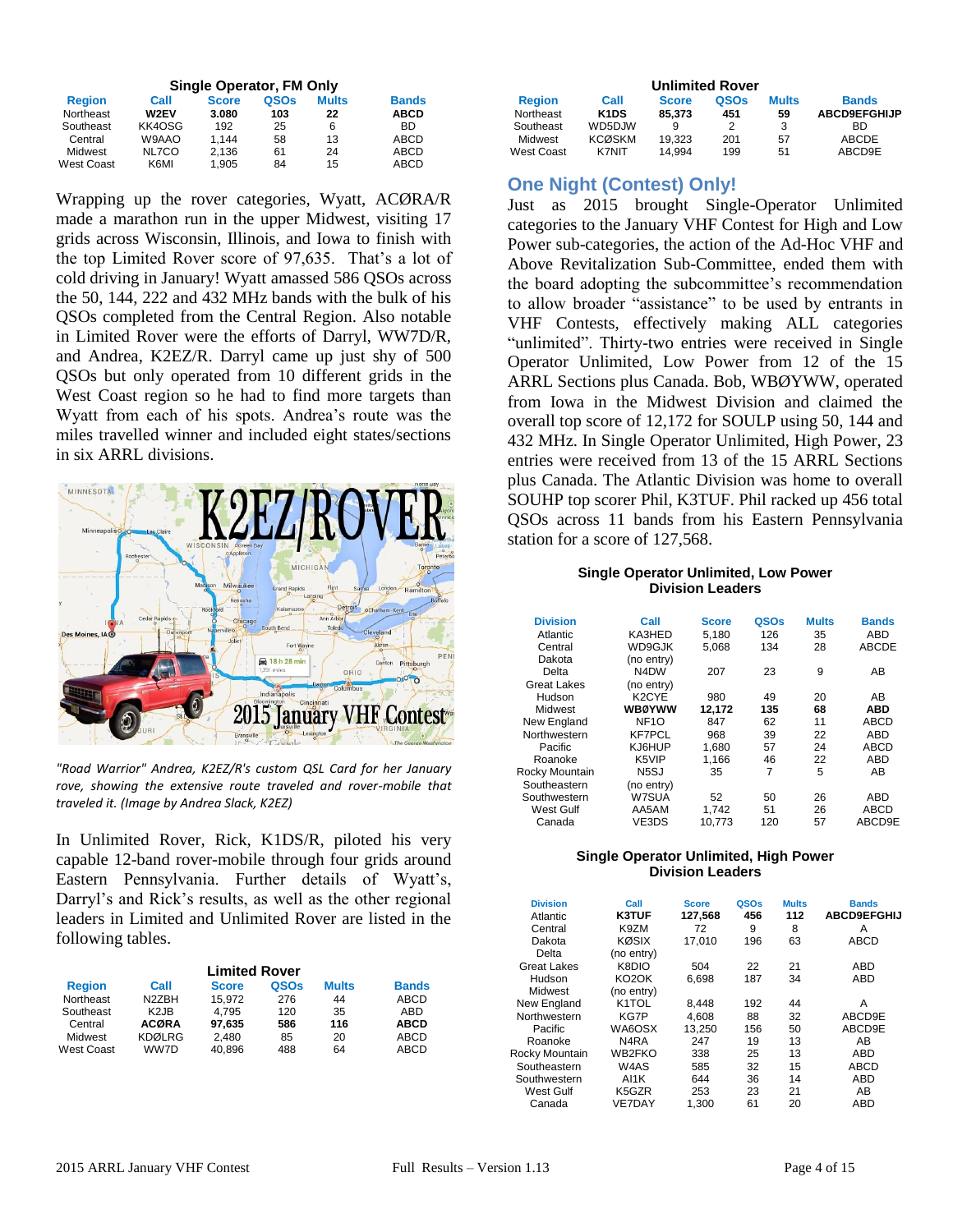**Single Operator, FM Only**

| Region | Call | Score | QSOs | Mults | Bands |
|---|---|---|---|---|---|
| Northeast | **W2EV** | **3,080** | **103** | **22** | **ABCD** |
| Southeast | KK4OSG | 192 | 25 | 6 | BD |
| Central | W9AAO | 1,144 | 58 | 13 | ABCD |
| Midwest | NL7CO | 2,136 | 61 | 24 | ABCD |
| West Coast | K6MI | 1,905 | 84 | 15 | ABCD |

Wrapping up the rover categories, Wyatt, ACØRA/R made a marathon run in the upper Midwest, visiting 17 grids across Wisconsin, Illinois, and Iowa to finish with the top Limited Rover score of 97,635. That's a lot of cold driving in January! Wyatt amassed 586 QSOs across the 50, 144, 222 and 432 MHz bands with the bulk of his QSOs completed from the Central Region. Also notable in Limited Rover were the efforts of Darryl, WW7D/R, and Andrea, K2EZ/R. Darryl came up just shy of 500 QSOs but only operated from 10 different grids in the West Coast region so he had to find more targets than Wyatt from each of his spots. Andrea's route was the miles travelled winner and included eight states/sections in six ARRL divisions.

*"Road Warrior" Andrea, K2EZ/R's custom QSL Card for her January rove, showing the extensive route traveled and rover-mobile that traveled it. (Image by Andrea Slack, K2EZ)*

In Unlimited Rover, Rick, K1DS/R, piloted his very capable 12-band rover-mobile through four grids around Eastern Pennsylvania. Further details of Wyatt's, Darryl's and Rick's results, as well as the other regional leaders in Limited and Unlimited Rover are listed in the following tables.

**Limited Rover**

| Region | Call | Score | QSOs | Mults | Bands |
|---|---|---|---|---|---|
| Northeast | N2ZBH | 15,972 | 276 | 44 | ABCD |
| Southeast | K2JB | 4,795 | 120 | 35 | ABD |
| Central | **ACØRA** | **97,635** | **586** | **116** | **ABCD** |
| Midwest | KDØLRG | 2,480 | 85 | 20 | ABCD |
| West Coast | WW7D | 40,896 | 488 | 64 | ABCD |

**Unlimited Rover**

| Region | Call | Score | QSOs | Mults | Bands |
|---|---|---|---|---|---|
| Northeast | **K1DS** | **85,373** | **451** | **59** | **ABCD9EFGHIJP** |
| Southeast | WD5DJW | 9 | 2 | 3 | BD |
| Midwest | KCØSKM | 19,323 | 201 | 57 | ABCDE |
| West Coast | K7NIT | 14,994 | 199 | 51 | ABCD9E |

## One Night (Contest) Only!

Just as 2015 brought Single-Operator Unlimited categories to the January VHF Contest for High and Low Power sub-categories, the action of the Ad-Hoc VHF and Above Revitalization Sub-Committee, ended them with the board adopting the subcommittee's recommendation to allow broader "assistance" to be used by entrants in VHF Contests, effectively making ALL categories "unlimited". Thirty-two entries were received in Single Operator Unlimited, Low Power from 12 of the 15 ARRL Sections plus Canada. Bob, WBØYWW, operated from Iowa in the Midwest Division and claimed the overall top score of 12,172 for SOULP using 50, 144 and 432 MHz. In Single Operator Unlimited, High Power, 23 entries were received from 13 of the 15 ARRL Sections plus Canada. The Atlantic Division was home to overall SOUHP top scorer Phil, K3TUF. Phil racked up 456 total QSOs across 11 bands from his Eastern Pennsylvania station for a score of 127,568.

**Single Operator Unlimited, Low Power Division Leaders**

| Division | Call | Score | QSOs | Mults | Bands |
|---|---|---|---|---|---|
| Atlantic | KA3HED | 5,180 | 126 | 35 | ABD |
| Central | WD9GJK | 5,068 | 134 | 28 | ABCDE |
| Dakota | (no entry) | | | | |
| Delta | N4DW | 207 | 23 | 9 | AB |
| Great Lakes | (no entry) | | | | |
| Hudson | K2CYE | 980 | 49 | 20 | AB |
| Midwest | **WBØYWW** | **12,172** | **135** | **68** | **ABD** |
| New England | NF1O | 847 | 62 | 11 | ABCD |
| Northwestern | KF7PCL | 968 | 39 | 22 | ABD |
| Pacific | KJ6HUP | 1,680 | 57 | 24 | ABCD |
| Roanoke | K5VIP | 1,166 | 46 | 22 | ABD |
| Rocky Mountain | N5SJ | 35 | 7 | 5 | AB |
| Southeastern | (no entry) | | | | |
| Southwestern | W7SUA | 52 | 50 | 26 | ABD |
| West Gulf | AA5AM | 1,742 | 51 | 26 | ABCD |
| Canada | VE3DS | 10,773 | 120 | 57 | ABCD9E |

**Single Operator Unlimited, High Power Division Leaders**

| Division | Call | Score | QSOs | Mults | Bands |
|---|---|---|---|---|---|
| Atlantic | **K3TUF** | **127,568** | **456** | **112** | **ABCD9EFGHIJ** |
| Central | K9ZM | 72 | 9 | 8 | A |
| Dakota | KØSIX | 17,010 | 196 | 63 | ABCD |
| Delta | (no entry) | | | | |
| Great Lakes | K8DIO | 504 | 22 | 21 | ABD |
| Hudson | KO2OK | 6,698 | 187 | 34 | ABD |
| Midwest | (no entry) | | | | |
| New England | K1TOL | 8,448 | 192 | 44 | A |
| Northwestern | KG7P | 4,608 | 88 | 32 | ABCD9E |
| Pacific | WA6OSX | 13,250 | 156 | 50 | ABCD9E |
| Roanoke | N4RA | 247 | 19 | 13 | AB |
| Rocky Mountain | WB2FKO | 338 | 25 | 13 | ABD |
| Southeastern | W4AS | 585 | 32 | 15 | ABCD |
| Southwestern | AI1K | 644 | 36 | 14 | ABD |
| West Gulf | K5GZR | 253 | 23 | 21 | AB |
| Canada | VE7DAY | 1,300 | 61 | 20 | ABD |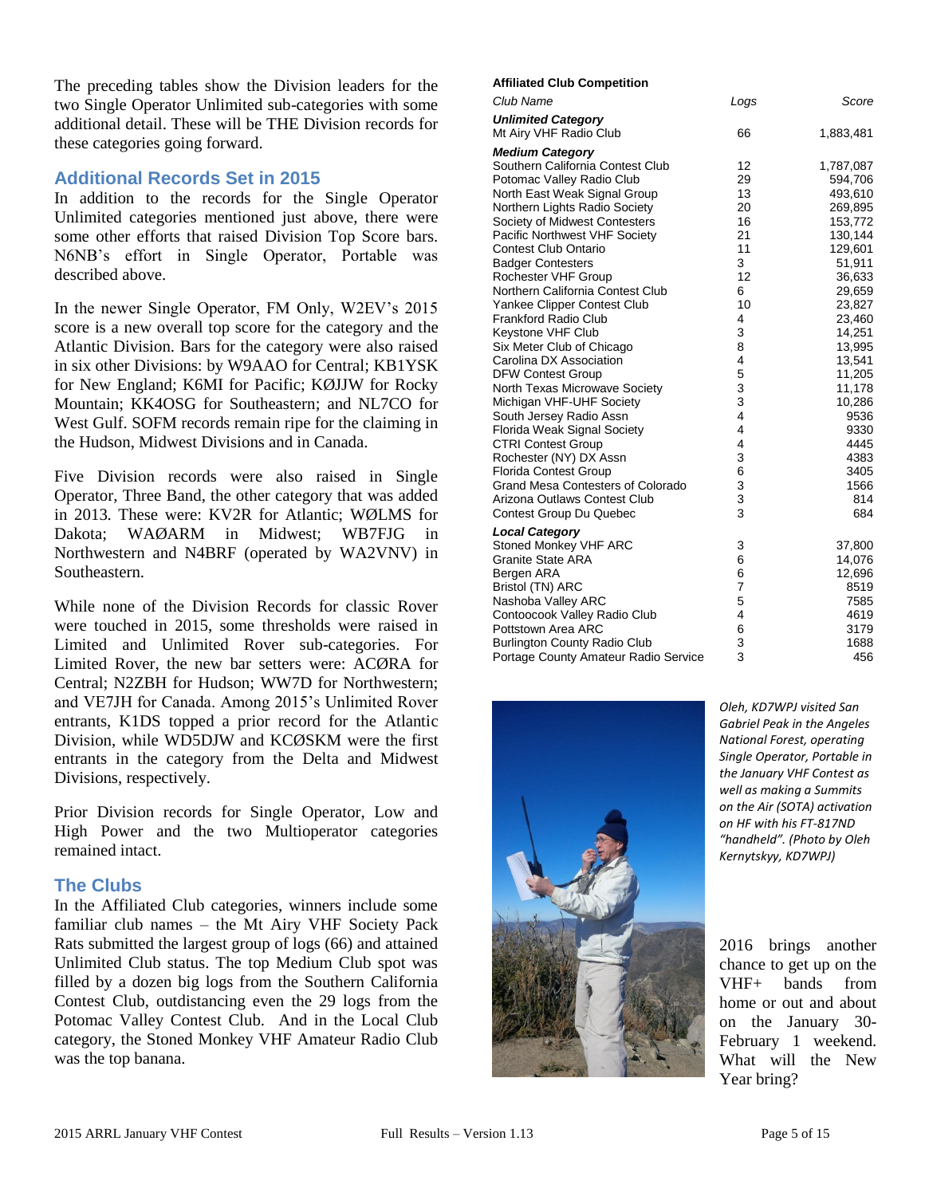The preceding tables show the Division leaders for the two Single Operator Unlimited sub-categories with some additional detail. These will be THE Division records for these categories going forward.

## Additional Records Set in 2015

In addition to the records for the Single Operator Unlimited categories mentioned just above, there were some other efforts that raised Division Top Score bars. N6NB's effort in Single Operator, Portable was described above.

In the newer Single Operator, FM Only, W2EV's 2015 score is a new overall top score for the category and the Atlantic Division. Bars for the category were also raised in six other Divisions: by W9AAO for Central; KB1YSK for New England; K6MI for Pacific; KØJJW for Rocky Mountain; KK4OSG for Southeastern; and NL7CO for West Gulf. SOFM records remain ripe for the claiming in the Hudson, Midwest Divisions and in Canada.

Five Division records were also raised in Single Operator, Three Band, the other category that was added in 2013. These were: KV2R for Atlantic; WØLMS for Dakota; WAØARM in Midwest; WB7FJG in Northwestern and N4BRF (operated by WA2VNV) in Southeastern.

While none of the Division Records for classic Rover were touched in 2015, some thresholds were raised in Limited and Unlimited Rover sub-categories. For Limited Rover, the new bar setters were: ACØRA for Central; N2ZBH for Hudson; WW7D for Northwestern; and VE7JH for Canada. Among 2015's Unlimited Rover entrants, K1DS topped a prior record for the Atlantic Division, while WD5DJW and KCØSKM were the first entrants in the category from the Delta and Midwest Divisions, respectively.

Prior Division records for Single Operator, Low and High Power and the two Multioperator categories remained intact.

## The Clubs

In the Affiliated Club categories, winners include some familiar club names – the Mt Airy VHF Society Pack Rats submitted the largest group of logs (66) and attained Unlimited Club status. The top Medium Club spot was filled by a dozen big logs from the Southern California Contest Club, outdistancing even the 29 logs from the Potomac Valley Contest Club. And in the Local Club category, the Stoned Monkey VHF Amateur Radio Club was the top banana.

**Affiliated Club Competition**

| *Club Name* | *Logs* | *Score* |
|---|---|---|
| ***Unlimited Category*** | | |
| Mt Airy VHF Radio Club | 66 | 1,883,481 |
| ***Medium Category*** | | |
| Southern California Contest Club | 12 | 1,787,087 |
| Potomac Valley Radio Club | 29 | 594,706 |
| North East Weak Signal Group | 13 | 493,610 |
| Northern Lights Radio Society | 20 | 269,895 |
| Society of Midwest Contesters | 16 | 153,772 |
| Pacific Northwest VHF Society | 21 | 130,144 |
| Contest Club Ontario | 11 | 129,601 |
| Badger Contesters | 3 | 51,911 |
| Rochester VHF Group | 12 | 36,633 |
| Northern California Contest Club | 6 | 29,659 |
| Yankee Clipper Contest Club | 10 | 23,827 |
| Frankford Radio Club | 4 | 23,460 |
| Keystone VHF Club | 3 | 14,251 |
| Six Meter Club of Chicago | 8 | 13,995 |
| Carolina DX Association | 4 | 13,541 |
| DFW Contest Group | 5 | 11,205 |
| North Texas Microwave Society | 3 | 11,178 |
| Michigan VHF-UHF Society | 3 | 10,286 |
| South Jersey Radio Assn | 4 | 9536 |
| Florida Weak Signal Society | 4 | 9330 |
| CTRI Contest Group | 4 | 4445 |
| Rochester (NY) DX Assn | 3 | 4383 |
| Florida Contest Group | 6 | 3405 |
| Grand Mesa Contesters of Colorado | 3 | 1566 |
| Arizona Outlaws Contest Club | 3 | 814 |
| Contest Group Du Quebec | 3 | 684 |
| ***Local Category*** | | |
| Stoned Monkey VHF ARC | 3 | 37,800 |
| Granite State ARA | 6 | 14,076 |
| Bergen ARA | 6 | 12,696 |
| Bristol (TN) ARC | 7 | 8519 |
| Nashoba Valley ARC | 5 | 7585 |
| Contoocook Valley Radio Club | 4 | 4619 |
| Pottstown Area ARC | 6 | 3179 |
| Burlington County Radio Club | 3 | 1688 |
| Portage County Amateur Radio Service | 3 | 456 |

*Oleh, KD7WPJ visited San Gabriel Peak in the Angeles National Forest, operating Single Operator, Portable in the January VHF Contest as well as making a Summits on the Air (SOTA) activation on HF with his FT-817ND "handheld". (Photo by Oleh Kernytskyy, KD7WPJ)*

2016 brings another chance to get up on the VHF+ bands from home or out and about on the January 30-February 1 weekend. What will the New Year bring?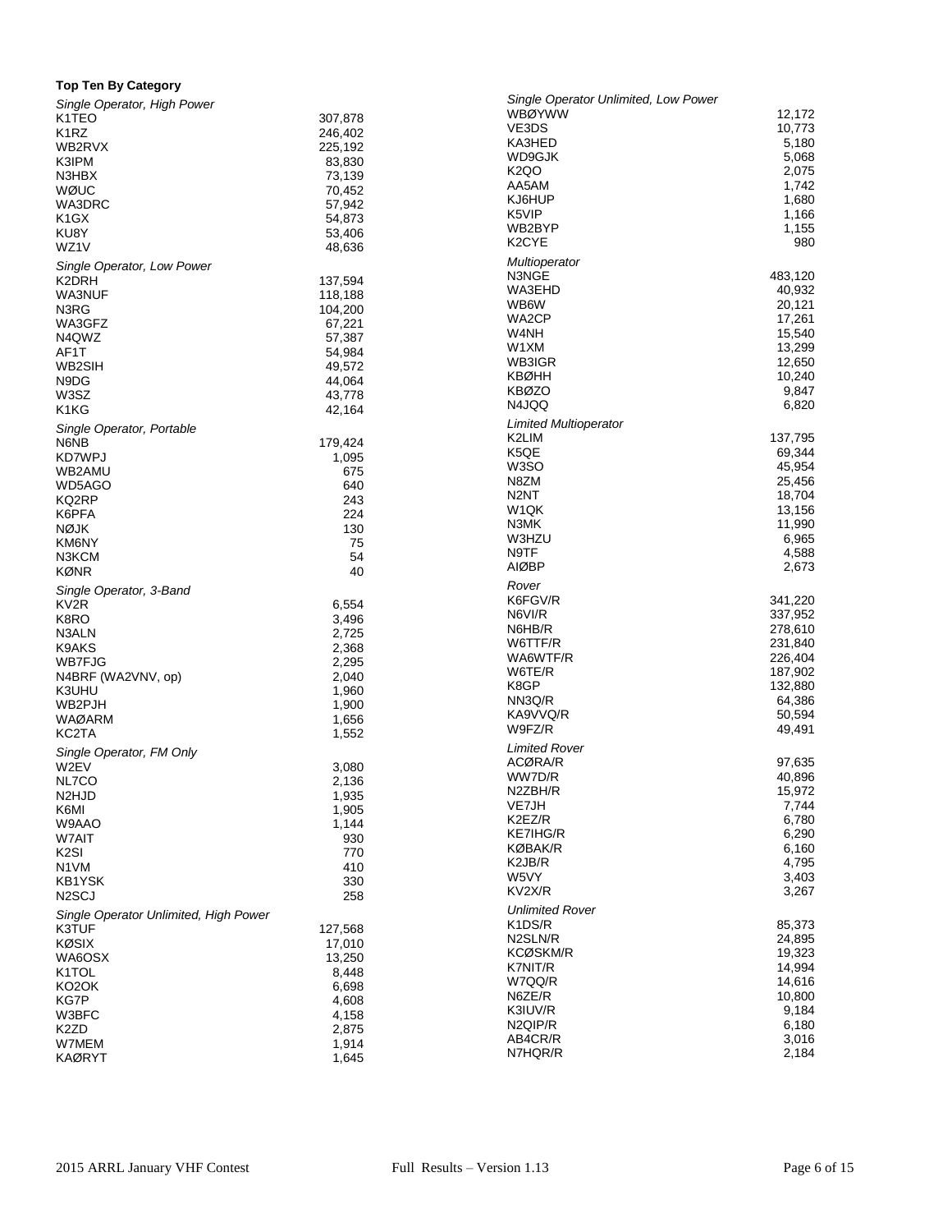**Top Ten By Category**

*Single Operator, High Power*

| Call | Score |
|---|---|
| K1TEO | 307,878 |
| K1RZ | 246,402 |
| WB2RVX | 225,192 |
| K3IPM | 83,830 |
| N3HBX | 73,139 |
| WØUC | 70,452 |
| WA3DRC | 57,942 |
| K1GX | 54,873 |
| KU8Y | 53,406 |
| WZ1V | 48,636 |

*Single Operator, Low Power*

| Call | Score |
|---|---|
| K2DRH | 137,594 |
| WA3NUF | 118,188 |
| N3RG | 104,200 |
| WA3GFZ | 67,221 |
| N4QWZ | 57,387 |
| AF1T | 54,984 |
| WB2SIH | 49,572 |
| N9DG | 44,064 |
| W3SZ | 43,778 |
| K1KG | 42,164 |

*Single Operator, Portable*

| Call | Score |
|---|---|
| N6NB | 179,424 |
| KD7WPJ | 1,095 |
| WB2AMU | 675 |
| WD5AGO | 640 |
| KQ2RP | 243 |
| K6PFA | 224 |
| NØJK | 130 |
| KM6NY | 75 |
| N3KCM | 54 |
| KØNR | 40 |

*Single Operator, 3-Band*

| Call | Score |
|---|---|
| KV2R | 6,554 |
| K8RO | 3,496 |
| N3ALN | 2,725 |
| K9AKS | 2,368 |
| WB7FJG | 2,295 |
| N4BRF (WA2VNV, op) | 2,040 |
| K3UHU | 1,960 |
| WB2PJH | 1,900 |
| WAØARM | 1,656 |
| KC2TA | 1,552 |

*Single Operator, FM Only*

| Call | Score |
|---|---|
| W2EV | 3,080 |
| NL7CO | 2,136 |
| N2HJD | 1,935 |
| K6MI | 1,905 |
| W9AAO | 1,144 |
| W7AIT | 930 |
| K2SI | 770 |
| N1VM | 410 |
| KB1YSK | 330 |
| N2SCJ | 258 |

*Single Operator Unlimited, High Power*

| Call | Score |
|---|---|
| K3TUF | 127,568 |
| KØSIX | 17,010 |
| WA6OSX | 13,250 |
| K1TOL | 8,448 |
| KO2OK | 6,698 |
| KG7P | 4,608 |
| W3BFC | 4,158 |
| K2ZD | 2,875 |
| W7MEM | 1,914 |
| KAØRYT | 1,645 |

*Single Operator Unlimited, Low Power*

| Call | Score |
|---|---|
| WBØYWW | 12,172 |
| VE3DS | 10,773 |
| KA3HED | 5,180 |
| WD9GJK | 5,068 |
| K2QO | 2,075 |
| AA5AM | 1,742 |
| KJ6HUP | 1,680 |
| K5VIP | 1,166 |
| WB2BYP | 1,155 |
| K2CYE | 980 |

*Multioperator*

| Call | Score |
|---|---|
| N3NGE | 483,120 |
| WA3EHD | 40,932 |
| WB6W | 20,121 |
| WA2CP | 17,261 |
| W4NH | 15,540 |
| W1XM | 13,299 |
| WB3IGR | 12,650 |
| KBØHH | 10,240 |
| KBØZO | 9,847 |
| N4JQQ | 6,820 |

*Limited Multioperator*

| Call | Score |
|---|---|
| K2LIM | 137,795 |
| K5QE | 69,344 |
| W3SO | 45,954 |
| N8ZM | 25,456 |
| N2NT | 18,704 |
| W1QK | 13,156 |
| N3MK | 11,990 |
| W3HZU | 6,965 |
| N9TF | 4,588 |
| AIØBP | 2,673 |

*Rover*

| Call | Score |
|---|---|
| K6FGV/R | 341,220 |
| N6VI/R | 337,952 |
| N6HB/R | 278,610 |
| W6TTF/R | 231,840 |
| WA6WTF/R | 226,404 |
| W6TE/R | 187,902 |
| K8GP | 132,880 |
| NN3Q/R | 64,386 |
| KA9VVQ/R | 50,594 |
| W9FZ/R | 49,491 |

*Limited Rover*

| Call | Score |
|---|---|
| ACØRA/R | 97,635 |
| WW7D/R | 40,896 |
| N2ZBH/R | 15,972 |
| VE7JH | 7,744 |
| K2EZ/R | 6,780 |
| KE7IHG/R | 6,290 |
| KØBAK/R | 6,160 |
| K2JB/R | 4,795 |
| W5VY | 3,403 |
| KV2X/R | 3,267 |

*Unlimited Rover*

| Call | Score |
|---|---|
| K1DS/R | 85,373 |
| N2SLN/R | 24,895 |
| KCØSKM/R | 19,323 |
| K7NIT/R | 14,994 |
| W7QQ/R | 14,616 |
| N6ZE/R | 10,800 |
| K3IUV/R | 9,184 |
| N2QIP/R | 6,180 |
| AB4CR/R | 3,016 |
| N7HQR/R | 2,184 |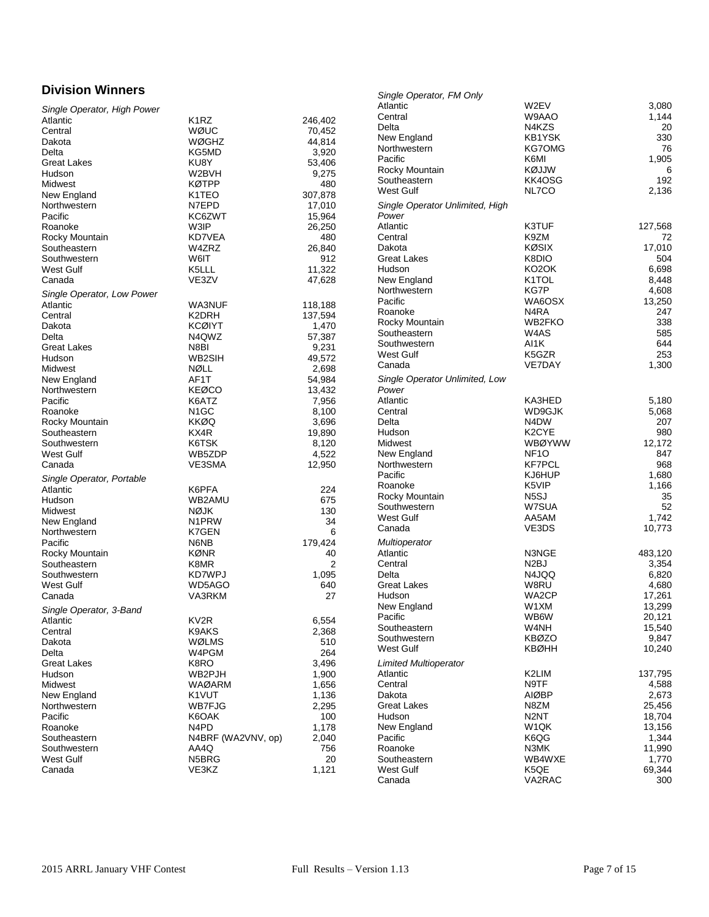## Division Winners

*Single Operator, High Power*

| | | |
|---|---|---|
| Atlantic | K1RZ | 246,402 |
| Central | WØUC | 70,452 |
| Dakota | WØGHZ | 44,814 |
| Delta | KG5MD | 3,920 |
| Great Lakes | KU8Y | 53,406 |
| Hudson | W2BVH | 9,275 |
| Midwest | KØTPP | 480 |
| New England | K1TEO | 307,878 |
| Northwestern | N7EPD | 17,010 |
| Pacific | KC6ZWT | 15,964 |
| Roanoke | W3IP | 26,250 |
| Rocky Mountain | KD7VEA | 480 |
| Southeastern | W4ZRZ | 26,840 |
| Southwestern | W6IT | 912 |
| West Gulf | K5LLL | 11,322 |
| Canada | VE3ZV | 47,628 |

*Single Operator, Low Power*

| | | |
|---|---|---|
| Atlantic | WA3NUF | 118,188 |
| Central | K2DRH | 137,594 |
| Dakota | KCØIYT | 1,470 |
| Delta | N4QWZ | 57,387 |
| Great Lakes | N8BI | 9,231 |
| Hudson | WB2SIH | 49,572 |
| Midwest | NØLL | 2,698 |
| New England | AF1T | 54,984 |
| Northwestern | KEØCO | 13,432 |
| Pacific | K6ATZ | 7,956 |
| Roanoke | N1GC | 8,100 |
| Rocky Mountain | KKØQ | 3,696 |
| Southeastern | KX4R | 19,890 |
| Southwestern | K6TSK | 8,120 |
| West Gulf | WB5ZDP | 4,522 |
| Canada | VE3SMA | 12,950 |

*Single Operator, Portable*

| | | |
|---|---|---|
| Atlantic | K6PFA | 224 |
| Hudson | WB2AMU | 675 |
| Midwest | NØJK | 130 |
| New England | N1PRW | 34 |
| Northwestern | K7GEN | 6 |
| Pacific | N6NB | 179,424 |
| Rocky Mountain | KØNR | 40 |
| Southeastern | K8MR | 2 |
| Southwestern | KD7WPJ | 1,095 |
| West Gulf | WD5AGO | 640 |
| Canada | VA3RKM | 27 |

*Single Operator, 3-Band*

| | | |
|---|---|---|
| Atlantic | KV2R | 6,554 |
| Central | K9AKS | 2,368 |
| Dakota | WØLMS | 510 |
| Delta | W4PGM | 264 |
| Great Lakes | K8RO | 3,496 |
| Hudson | WB2PJH | 1,900 |
| Midwest | WAØARM | 1,656 |
| New England | K1VUT | 1,136 |
| Northwestern | WB7FJG | 2,295 |
| Pacific | K6OAK | 100 |
| Roanoke | N4PD | 1,178 |
| Southeastern | N4BRF (WA2VNV, op) | 2,040 |
| Southwestern | AA4Q | 756 |
| West Gulf | N5BRG | 20 |
| Canada | VE3KZ | 1,121 |

*Single Operator, FM Only*

| | | |
|---|---|---|
| Atlantic | W2EV | 3,080 |
| Central | W9AAO | 1,144 |
| Delta | N4KZS | 20 |
| New England | KB1YSK | 330 |
| Northwestern | KG7OMG | 76 |
| Pacific | K6MI | 1,905 |
| Rocky Mountain | KØJJW | 6 |
| Southeastern | KK4OSG | 192 |
| West Gulf | NL7CO | 2,136 |

*Single Operator Unlimited, High Power*

| | | |
|---|---|---|
| Atlantic | K3TUF | 127,568 |
| Central | K9ZM | 72 |
| Dakota | KØSIX | 17,010 |
| Great Lakes | K8DIO | 504 |
| Hudson | KO2OK | 6,698 |
| New England | K1TOL | 8,448 |
| Northwestern | KG7P | 4,608 |
| Pacific | WA6OSX | 13,250 |
| Roanoke | N4RA | 247 |
| Rocky Mountain | WB2FKO | 338 |
| Southeastern | W4AS | 585 |
| Southwestern | AI1K | 644 |
| West Gulf | K5GZR | 253 |
| Canada | VE7DAY | 1,300 |

*Single Operator Unlimited, Low Power*

| | | |
|---|---|---|
| Atlantic | KA3HED | 5,180 |
| Central | WD9GJK | 5,068 |
| Delta | N4DW | 207 |
| Hudson | K2CYE | 980 |
| Midwest | WBØYWW | 12,172 |
| New England | NF1O | 847 |
| Northwestern | KF7PCL | 968 |
| Pacific | KJ6HUP | 1,680 |
| Roanoke | K5VIP | 1,166 |
| Rocky Mountain | N5SJ | 35 |
| Southwestern | W7SUA | 52 |
| West Gulf | AA5AM | 1,742 |
| Canada | VE3DS | 10,773 |

*Multioperator*

| | | |
|---|---|---|
| Atlantic | N3NGE | 483,120 |
| Central | N2BJ | 3,354 |
| Delta | N4JQQ | 6,820 |
| Great Lakes | W8RU | 4,680 |
| Hudson | WA2CP | 17,261 |
| New England | W1XM | 13,299 |
| Pacific | WB6W | 20,121 |
| Southeastern | W4NH | 15,540 |
| Southwestern | KBØZO | 9,847 |
| West Gulf | KBØHH | 10,240 |

*Limited Multioperator*

| | | |
|---|---|---|
| Atlantic | K2LIM | 137,795 |
| Central | N9TF | 4,588 |
| Dakota | AIØBP | 2,673 |
| Great Lakes | N8ZM | 25,456 |
| Hudson | N2NT | 18,704 |
| New England | W1QK | 13,156 |
| Pacific | K6QG | 1,344 |
| Roanoke | N3MK | 11,990 |
| Southeastern | WB4WXE | 1,770 |
| West Gulf | K5QE | 69,344 |
| Canada | VA2RAC | 300 |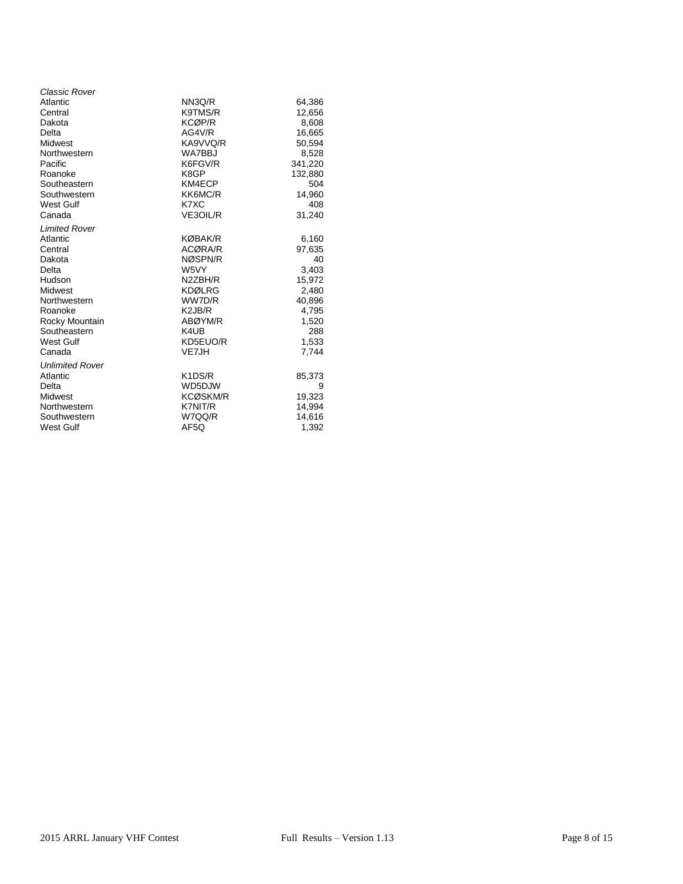| | | |
|---|---|---|
| *Classic Rover* | | |
| Atlantic | NN3Q/R | 64,386 |
| Central | K9TMS/R | 12,656 |
| Dakota | KCØP/R | 8,608 |
| Delta | AG4V/R | 16,665 |
| Midwest | KA9VVQ/R | 50,594 |
| Northwestern | WA7BBJ | 8,528 |
| Pacific | K6FGV/R | 341,220 |
| Roanoke | K8GP | 132,880 |
| Southeastern | KM4ECP | 504 |
| Southwestern | KK6MC/R | 14,960 |
| West Gulf | K7XC | 408 |
| Canada | VE3OIL/R | 31,240 |
| *Limited Rover* | | |
| Atlantic | KØBAK/R | 6,160 |
| Central | ACØRA/R | 97,635 |
| Dakota | NØSPN/R | 40 |
| Delta | W5VY | 3,403 |
| Hudson | N2ZBH/R | 15,972 |
| Midwest | KDØLRG | 2,480 |
| Northwestern | WW7D/R | 40,896 |
| Roanoke | K2JB/R | 4,795 |
| Rocky Mountain | ABØYM/R | 1,520 |
| Southeastern | K4UB | 288 |
| West Gulf | KD5EUO/R | 1,533 |
| Canada | VE7JH | 7,744 |
| *Unlimited Rover* | | |
| Atlantic | K1DS/R | 85,373 |
| Delta | WD5DJW | 9 |
| Midwest | KCØSKM/R | 19,323 |
| Northwestern | K7NIT/R | 14,994 |
| Southwestern | W7QQ/R | 14,616 |
| West Gulf | AF5Q | 1,392 |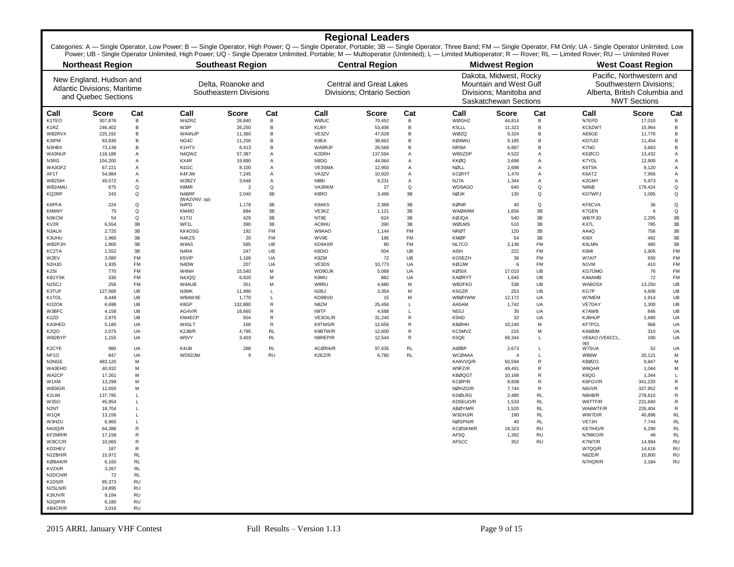# Regional Leaders

Categories: A — Single Operator, Low Power; B — Single Operator, High Power; Q — Single Operator, Portable; 3B — Single Operator, Three Band; FM — Single Operator, FM Only; UA - Single Operator Unlimited, Low Power; UB - Single Operator Unlimited, High Power; UQ - Single Operator Unlimited, Portable; M — Multioperator (Unlimited); L — Limited Multioperator; R — Rover; RL — Limited Rover; RU — Unlimited Rover

## Northeast Region

New England, Hudson and Atlantic Divisions; Maritime and Quebec Sections

| Call | Score | Cat |
|---|---|---|
| K1TEO | 307,878 | B |
| K1RZ | 246,402 | B |
| WB2RVX | 225,192 | B |
| K3IPM | 83,830 | B |
| N3HBX | 73,139 | B |
| WA3NUF | 118,188 | A |
| N3RG | 104,200 | A |
| WA3GFZ | 67,221 | A |
| AF1T | 54,984 | A |
| WB2SIH | 49,572 | A |
| WB2AMU | 675 | Q |
| KQ2RP | 243 | Q |
| K6PFA | 224 | Q |
| KM6NY | 75 | Q |
| N3KCM | 54 | Q |
| KV2R | 6,554 | 3B |
| N3ALN | 2,725 | 3B |
| K3UHU | 1,960 | 3B |
| WB2PJH | 1,900 | 3B |
| KC2TA | 1,552 | 3B |
| W2EV | 3,080 | FM |
| N2HJD | 1,935 | FM |
| K2SI | 770 | FM |
| KB1YSK | 330 | FM |
| N2SCJ | 258 | FM |
| K3TUF | 127,568 | UB |
| K1TOL | 8,448 | UB |
| KO2OK | 6,698 | UB |
| W3BFC | 4,158 | UB |
| K2ZD | 2,875 | UB |
| KA3HED | 5,180 | UA |
| K2QO | 2,075 | UA |
| WB2BYP | 1,155 | UA |
| K2CYE | 980 | UA |
| NF1O | 847 | UA |
| N3NGE | 483,120 | M |
| WA3EHD | 40,932 | M |
| WA2CP | 17,261 | M |
| W1XM | 13,299 | M |
| WB3IGR | 12,650 | M |
| K2LIM | 137,795 | L |
| W3SO | 45,954 | L |
| N2NT | 18,704 | L |
| W1QK | 13,156 | L |
| W3HZU | 6,965 | L |
| NN3Q/R | 64,386 | R |
| KF2MR/R | 17,158 | R |
| W3ICC/R | 10,065 | R |
| KD2HEV | 187 | R |
| N2ZBH/R | 15,972 | RL |
| KØBAK/R | 6,160 | RL |
| KV2X/R | 3,267 | RL |
| N2DCH/R | 72 | RL |
| K1DS/R | 85,373 | RU |
| N2SLN/R | 24,895 | RU |
| K3IUV/R | 9,184 | RU |
| N2QIP/R | 6,180 | RU |
| AB4CR/R | 3,016 | RU |

## Southeast Region

Delta, Roanoke and Southeastern Divisions

| Call | Score | Cat |
|---|---|---|
| W4ZRZ | 26,840 | B |
| W3IP | 26,250 | B |
| WA4NJP | 11,360 | B |
| NG4C | 11,256 | B |
| K1HTV | 8,413 | B |
| N4QWZ | 57,387 | A |
| KX4R | 19,890 | A |
| N1GC | 8,100 | A |
| K4FJW | 7,245 | A |
| W2BZY | 3,648 | A |
| K8MR | 2 | Q |
| N4BRF (WA2VNV, op) | 2,040 | 3B |
| N4PD | 1,178 | 3B |
| KM4ID | 684 | 3B |
| K1TO | 429 | 3B |
| WF1L | 390 | 3B |
| KK4OSG | 192 | FM |
| N4KZS | 20 | FM |
| W4AS | 585 | UB |
| N4RA | 247 | UB |
| K5VIP | 1,166 | UA |
| N4DW | 207 | UA |
| W4NH | 15,540 | M |
| N4JQQ | 6,820 | M |
| W4AUB | 351 | M |
| N3MK | 11,990 | L |
| WB4WXE | 1,770 | L |
| K8GP | 132,880 | R |
| AG4V/R | 16,665 | R |
| KM4ECP | 504 | R |
| W4SLT | 168 | R |
| K2JB/R | 4,795 | RL |
| W5VY | 3,403 | RL |
| K4UB | 288 | RL |
| WD5DJW | 9 | RU |

## Central Region

Central and Great Lakes Divisions; Ontario Section

| Call | Score | Cat |
|---|---|---|
| WØUC | 70,452 | B |
| KU8Y | 53,406 | B |
| VE3ZV | 47,628 | B |
| K9EA | 38,862 | B |
| WA8RJF | 26,568 | B |
| K2DRH | 137,594 | A |
| N9DG | 44,064 | A |
| VE3SMA | 12,950 | A |
| VA3ZV | 10,920 | A |
| N8BI | 9,231 | A |
| VA3RKM | 27 | Q |
| K8RO | 3,496 | 3B |
| K9AKS | 2,368 | 3B |
| VE3KZ | 1,121 | 3B |
| NT9E | 624 | 3B |
| AC8HU | 390 | 3B |
| W9AAO | 1,144 | FM |
| WV9E | 186 | FM |
| KD9AXR | 80 | FM |
| K8DIO | 504 | UB |
| K9ZM | 72 | UB |
| VE3DS | 10,773 | UA |
| WD9GJK | 5,068 | UA |
| K9MU | 882 | UA |
| W8RU | 4,680 | M |
| N2BJ | 3,354 | M |
| KD9BVD | 15 | M |
| N8ZM | 25,456 | L |
| N9TF | 4,588 | L |
| VE3OIL/R | 31,240 | R |
| K9TMS/R | 12,656 | R |
| K9BTW/R | 12,600 | R |
| N9REP/R | 12,544 | R |
| ACØRA/R | 97,635 | RL |
| K2EZ/R | 6,780 | RL |

## Midwest Region

Dakota, Midwest, Rocky Mountain and West Gulf Divisions; Manitoba and Saskatchewan Sections

| Call | Score | Cat |
|---|---|---|
| WØGHZ | 44,814 | B |
| K5LLL | 11,322 | B |
| WØZQ | 9,324 | B |
| KØAWU | 9,185 | B |
| NR5M | 6,887 | B |
| WB5ZDP | 4,522 | A |
| KKØQ | 3,696 | A |
| NØLL | 2,698 | A |
| KCØIYT | 1,470 | A |
| NJ7A | 1,344 | A |
| WD5AGO | 640 | Q |
| NØJK | 130 | Q |
| KØNR | 40 | Q |
| WAØARM | 1,656 | 3B |
| KØJQA | 540 | 3B |
| WØLMS | 510 | 3B |
| NRØT | 120 | 3B |
| KMØF | 54 | 3B |
| NL7CO | 2,136 | FM |
| AI5H | 222 | FM |
| KG5EZH | 36 | FM |
| KØJJW | 6 | FM |
| KØSIX | 17,010 | UB |
| KAØRYT | 1,645 | UB |
| WB2FKO | 338 | UB |
| K5GZR | 253 | UB |
| WBØYWW | 12,172 | UA |
| AA5AM | 1,742 | UA |
| N5SJ | 35 | UA |
| K5ND | 32 | UA |
| KBØHH | 10,240 | M |
| KC5MVZ | 216 | M |
| K5QE | 69,344 | L |
| AIØBP | 2,673 | L |
| WCØAAA | 4 | L |
| KA9VVQ/R | 50,594 | R |
| W9FZ/R | 49,491 | R |
| KBØQGT | 10,168 | R |
| KCØP/R | 8,608 | R |
| NØHZO/R | 7,744 | R |
| KDØLRG | 2,480 | RL |
| KD5EUO/R | 1,533 | RL |
| ABØYM/R | 1,520 | RL |
| W3DHJ/R | 190 | RL |
| NØSPN/R | 40 | RL |
| KCØSKM/R | 19,323 | RU |
| AF5Q | 1,392 | RU |
| AF5CC | 352 | RU |

## West Coast Region

Pacific, Northwestern and Southwestern Divisions; Alberta, British Columbia and NWT Sections

| Call | Score | Cat |
|---|---|---|
| N7EPD | 17,010 | B |
| KC6ZWT | 15,964 | B |
| AE6GE | 11,776 | B |
| KD7UO | 11,454 | B |
| K7ND | 3,683 | B |
| KEØCO | 13,432 | A |
| K7YDL | 12,900 | A |
| K6TSK | 8,120 | A |
| K6ATZ | 7,956 | A |
| K2GMY | 5,973 | A |
| N6NB | 179,424 | Q |
| KD7WPJ | 1,095 | Q |
| KF6CVA | 36 | Q |
| K7GEN | 6 | Q |
| WB7FJG | 2,295 | 3B |
| KX7L | 795 | 3B |
| AA4Q | 756 | 3B |
| KI6X | 492 | 3B |
| K6LMN | 480 | 3B |
| K6MI | 1,905 | FM |
| W7AIT | 930 | FM |
| N1VM | 410 | FM |
| KG7OMG | 76 | FM |
| KA6AMB | 72 | FM |
| WA6OSX | 13,250 | UB |
| KG7P | 4,608 | UB |
| W7MEM | 1,914 | UB |
| VE7DAY | 1,300 | UB |
| K7AWB | 846 | UB |
| KJ6HUP | 1,680 | UA |
| KF7PCL | 968 | UA |
| KA6BIM | 310 | UA |
| VE6AO (VE6CCL, op) | 190 | UA |
| W7SUA | 52 | UA |
| WB6W | 20,121 | M |
| KBØZO | 9,847 | M |
| W6QAR | 1,044 | M |
| K6QG | 1,344 | L |
| K6FGV/R | 341,220 | R |
| N6VI/R | 337,952 | R |
| N6HB/R | 278,610 | R |
| W6TTF/R | 231,840 | R |
| WA6WTF/R | 226,404 | R |
| WW7D/R | 40,896 | RL |
| VE7JH | 7,744 | RL |
| KE7IHG/R | 6,290 | RL |
| N7MKO/R | 48 | RL |
| K7NIT/R | 14,994 | RU |
| W7QQ/R | 14,616 | RU |
| N6ZE/R | 10,800 | RU |
| N7HQR/R | 2,184 | RU |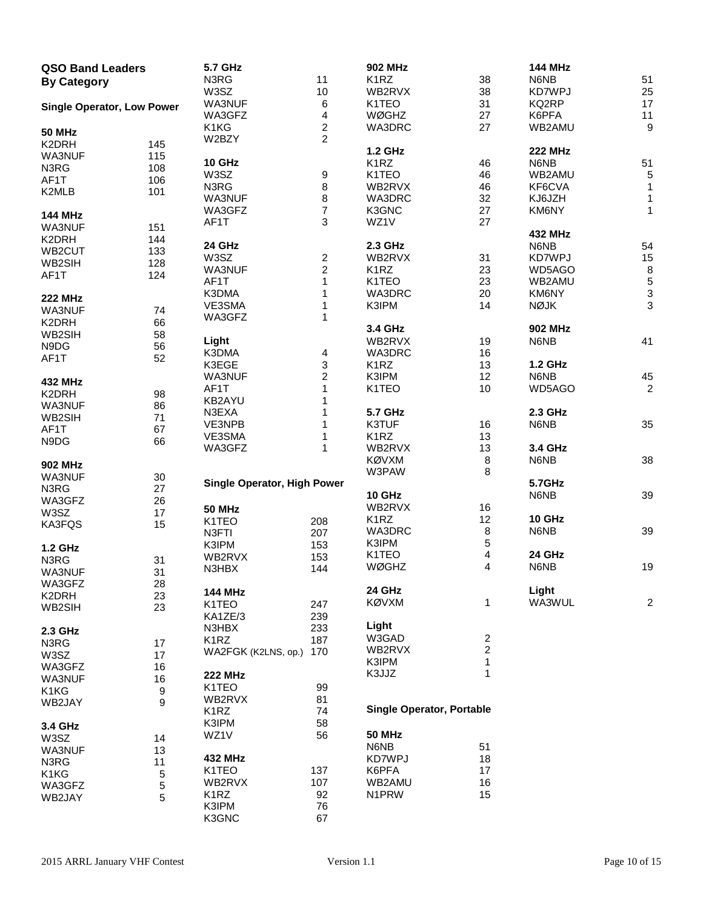## QSO Band Leaders By Category

### Single Operator, Low Power

**50 MHz**

| Call | QSOs |
|---|---|
| K2DRH | 145 |
| WA3NUF | 115 |
| N3RG | 108 |
| AF1T | 106 |
| K2MLB | 101 |

**144 MHz**

| Call | QSOs |
|---|---|
| WA3NUF | 151 |
| K2DRH | 144 |
| WB2CUT | 133 |
| WB2SIH | 128 |
| AF1T | 124 |

**222 MHz**

| Call | QSOs |
|---|---|
| WA3NUF | 74 |
| K2DRH | 66 |
| WB2SIH | 58 |
| N9DG | 56 |
| AF1T | 52 |

**432 MHz**

| Call | QSOs |
|---|---|
| K2DRH | 98 |
| WA3NUF | 86 |
| WB2SIH | 71 |
| AF1T | 67 |
| N9DG | 66 |

**902 MHz**

| Call | QSOs |
|---|---|
| WA3NUF | 30 |
| N3RG | 27 |
| WA3GFZ | 26 |
| W3SZ | 17 |
| KA3FQS | 15 |

**1.2 GHz**

| Call | QSOs |
|---|---|
| N3RG | 31 |
| WA3NUF | 31 |
| WA3GFZ | 28 |
| K2DRH | 23 |
| WB2SIH | 23 |

**2.3 GHz**

| Call | QSOs |
|---|---|
| N3RG | 17 |
| W3SZ | 17 |
| WA3GFZ | 16 |
| WA3NUF | 16 |
| K1KG | 9 |
| WB2JAY | 9 |

**3.4 GHz**

| Call | QSOs |
|---|---|
| W3SZ | 14 |
| WA3NUF | 13 |
| N3RG | 11 |
| K1KG | 5 |
| WA3GFZ | 5 |
| WB2JAY | 5 |

**5.7 GHz**

| Call | QSOs |
|---|---|
| N3RG | 11 |
| W3SZ | 10 |
| WA3NUF | 6 |
| WA3GFZ | 4 |
| K1KG | 2 |
| W2BZY | 2 |

**10 GHz**

| Call | QSOs |
|---|---|
| W3SZ | 9 |
| N3RG | 8 |
| WA3NUF | 8 |
| WA3GFZ | 7 |
| AF1T | 3 |

**24 GHz**

| Call | QSOs |
|---|---|
| W3SZ | 2 |
| WA3NUF | 2 |
| AF1T | 1 |
| K3DMA | 1 |
| VE3SMA | 1 |
| WA3GFZ | 1 |

**Light**

| Call | QSOs |
|---|---|
| K3DMA | 4 |
| K3EGE | 3 |
| WA3NUF | 2 |
| AF1T | 1 |
| KB2AYU | 1 |
| N3EXA | 1 |
| VE3NPB | 1 |
| VE3SMA | 1 |
| WA3GFZ | 1 |

### Single Operator, High Power

**50 MHz**

| Call | QSOs |
|---|---|
| K1TEO | 208 |
| N3FTI | 207 |
| K3IPM | 153 |
| WB2RVX | 153 |
| N3HBX | 144 |

**144 MHz**

| Call | QSOs |
|---|---|
| K1TEO | 247 |
| KA1ZE/3 | 239 |
| N3HBX | 233 |
| K1RZ | 187 |
| WA2FGK (K2LNS, op.) | 170 |

**222 MHz**

| Call | QSOs |
|---|---|
| K1TEO | 99 |
| WB2RVX | 81 |
| K1RZ | 74 |
| K3IPM | 58 |
| WZ1V | 56 |

**432 MHz**

| Call | QSOs |
|---|---|
| K1TEO | 137 |
| WB2RVX | 107 |
| K1RZ | 92 |
| K3IPM | 76 |
| K3GNC | 67 |

**902 MHz**

| Call | QSOs |
|---|---|
| K1RZ | 38 |
| WB2RVX | 38 |
| K1TEO | 31 |
| WØGHZ | 27 |
| WA3DRC | 27 |

**1.2 GHz**

| Call | QSOs |
|---|---|
| K1RZ | 46 |
| K1TEO | 46 |
| WB2RVX | 46 |
| WA3DRC | 32 |
| K3GNC | 27 |
| WZ1V | 27 |

**2.3 GHz**

| Call | QSOs |
|---|---|
| WB2RVX | 31 |
| K1RZ | 23 |
| K1TEO | 23 |
| WA3DRC | 20 |
| K3IPM | 14 |

**3.4 GHz**

| Call | QSOs |
|---|---|
| WB2RVX | 19 |
| WA3DRC | 16 |
| K1RZ | 13 |
| K3IPM | 12 |
| K1TEO | 10 |

**5.7 GHz**

| Call | QSOs |
|---|---|
| K3TUF | 16 |
| K1RZ | 13 |
| WB2RVX | 13 |
| KØVXM | 8 |
| W3PAW | 8 |

**10 GHz**

| Call | QSOs |
|---|---|
| WB2RVX | 16 |
| K1RZ | 12 |
| WA3DRC | 8 |
| K3IPM | 5 |
| K1TEO | 4 |
| WØGHZ | 4 |

**24 GHz**

| Call | QSOs |
|---|---|
| KØVXM | 1 |

**Light**

| Call | QSOs |
|---|---|
| W3GAD | 2 |
| WB2RVX | 2 |
| K3IPM | 1 |
| K3JJZ | 1 |

### Single Operator, Portable

**50 MHz**

| Call | QSOs |
|---|---|
| N6NB | 51 |
| KD7WPJ | 18 |
| K6PFA | 17 |
| WB2AMU | 16 |
| N1PRW | 15 |

**144 MHz**

| Call | QSOs |
|---|---|
| N6NB | 51 |
| KD7WPJ | 25 |
| KQ2RP | 17 |
| K6PFA | 11 |
| WB2AMU | 9 |

**222 MHz**

| Call | QSOs |
|---|---|
| N6NB | 51 |
| WB2AMU | 5 |
| KF6CVA | 1 |
| KJ6JZH | 1 |
| KM6NY | 1 |

**432 MHz**

| Call | QSOs |
|---|---|
| N6NB | 54 |
| KD7WPJ | 15 |
| WD5AGO | 8 |
| WB2AMU | 5 |
| KM6NY | 3 |
| NØJK | 3 |

**902 MHz**

| Call | QSOs |
|---|---|
| N6NB | 41 |

**1.2 GHz**

| Call | QSOs |
|---|---|
| N6NB | 45 |
| WD5AGO | 2 |

**2.3 GHz**

| Call | QSOs |
|---|---|
| N6NB | 35 |

**3.4 GHz**

| Call | QSOs |
|---|---|
| N6NB | 38 |

**5.7GHz**

| Call | QSOs |
|---|---|
| N6NB | 39 |

**10 GHz**

| Call | QSOs |
|---|---|
| N6NB | 39 |

**24 GHz**

| Call | QSOs |
|---|---|
| N6NB | 19 |

**Light**

| Call | QSOs |
|---|---|
| WA3WUL | 2 |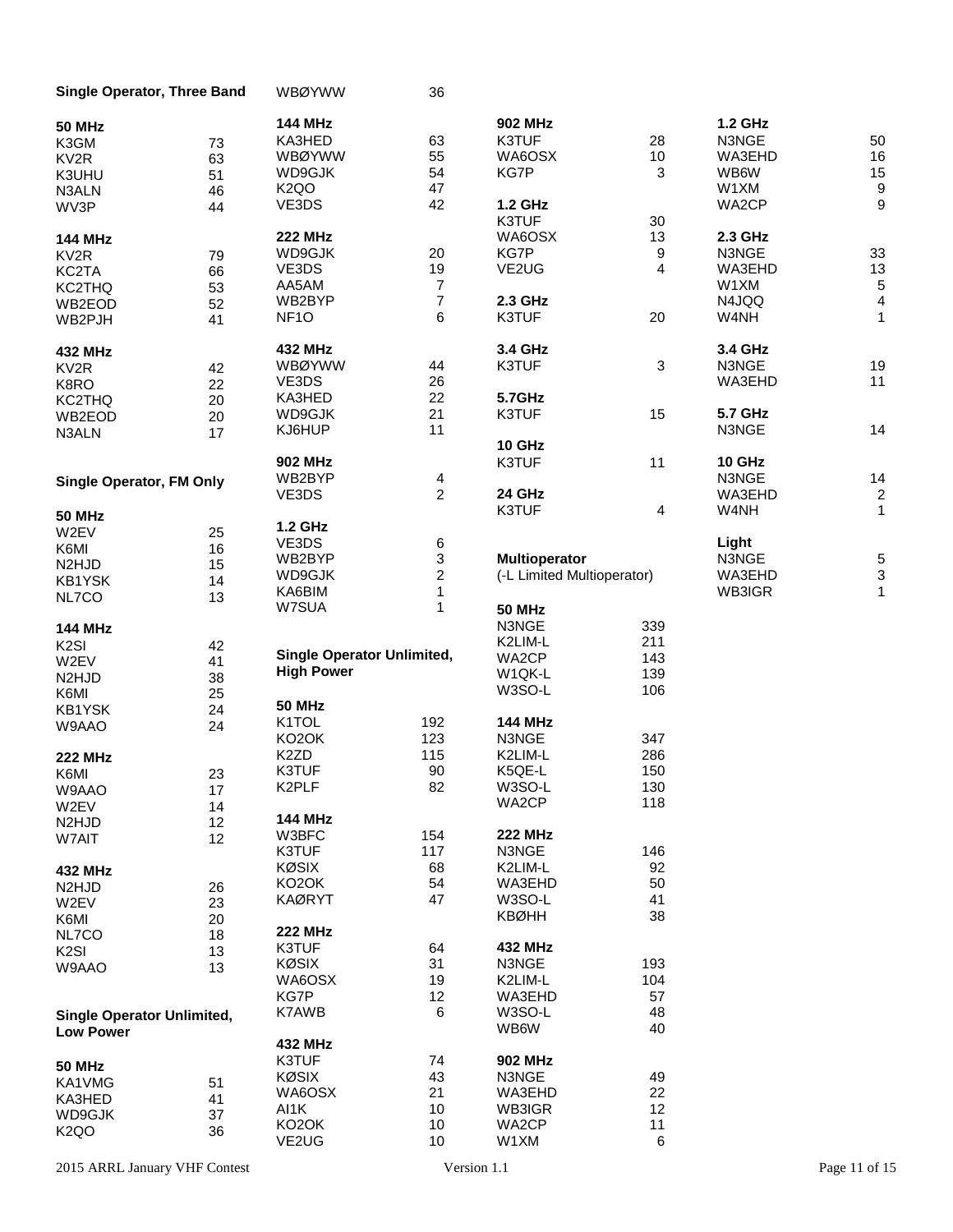**Single Operator, Three Band**

**50 MHz**

| | |
|---|---|
| K3GM | 73 |
| KV2R | 63 |
| K3UHU | 51 |
| N3ALN | 46 |
| WV3P | 44 |

**144 MHz**

| | |
|---|---|
| KV2R | 79 |
| KC2TA | 66 |
| KC2THQ | 53 |
| WB2EOD | 52 |
| WB2PJH | 41 |

**432 MHz**

| | |
|---|---|
| KV2R | 42 |
| K8RO | 22 |
| KC2THQ | 20 |
| WB2EOD | 20 |
| N3ALN | 17 |

**Single Operator, FM Only**

**50 MHz**

| | |
|---|---|
| W2EV | 25 |
| K6MI | 16 |
| N2HJD | 15 |
| KB1YSK | 14 |
| NL7CO | 13 |

**144 MHz**

| | |
|---|---|
| K2SI | 42 |
| W2EV | 41 |
| N2HJD | 38 |
| K6MI | 25 |
| KB1YSK | 24 |
| W9AAO | 24 |

**222 MHz**

| | |
|---|---|
| K6MI | 23 |
| W9AAO | 17 |
| W2EV | 14 |
| N2HJD | 12 |
| W7AIT | 12 |

**432 MHz**

| | |
|---|---|
| N2HJD | 26 |
| W2EV | 23 |
| K6MI | 20 |
| NL7CO | 18 |
| K2SI | 13 |
| W9AAO | 13 |

**Single Operator Unlimited, Low Power**

**50 MHz**

| | |
|---|---|
| KA1VMG | 51 |
| KA3HED | 41 |
| WD9GJK | 37 |
| K2QO | 36 |
| WBØYWW | 36 |

**144 MHz**

| | |
|---|---|
| KA3HED | 63 |
| WBØYWW | 55 |
| WD9GJK | 54 |
| K2QO | 47 |
| VE3DS | 42 |

**222 MHz**

| | |
|---|---|
| WD9GJK | 20 |
| VE3DS | 19 |
| AA5AM | 7 |
| WB2BYP | 7 |
| NF1O | 6 |

**432 MHz**

| | |
|---|---|
| WBØYWW | 44 |
| VE3DS | 26 |
| KA3HED | 22 |
| WD9GJK | 21 |
| KJ6HUP | 11 |

**902 MHz**

| | |
|---|---|
| WB2BYP | 4 |
| VE3DS | 2 |

**1.2 GHz**

| | |
|---|---|
| VE3DS | 6 |
| WB2BYP | 3 |
| WD9GJK | 2 |
| KA6BIM | 1 |
| W7SUA | 1 |

**Single Operator Unlimited, High Power**

**50 MHz**

| | |
|---|---|
| K1TOL | 192 |
| KO2OK | 123 |
| K2ZD | 115 |
| K3TUF | 90 |
| K2PLF | 82 |

**144 MHz**

| | |
|---|---|
| W3BFC | 154 |
| K3TUF | 117 |
| KØSIX | 68 |
| KO2OK | 54 |
| KAØRYT | 47 |

**222 MHz**

| | |
|---|---|
| K3TUF | 64 |
| KØSIX | 31 |
| WA6OSX | 19 |
| KG7P | 12 |
| K7AWB | 6 |

**432 MHz**

| | |
|---|---|
| K3TUF | 74 |
| KØSIX | 43 |
| WA6OSX | 21 |
| AI1K | 10 |
| KO2OK | 10 |
| VE2UG | 10 |

**902 MHz**

| | |
|---|---|
| K3TUF | 28 |
| WA6OSX | 10 |
| KG7P | 3 |

**1.2 GHz**

| | |
|---|---|
| K3TUF | 30 |
| WA6OSX | 13 |
| KG7P | 9 |
| VE2UG | 4 |

**2.3 GHz**

| | |
|---|---|
| K3TUF | 20 |

**3.4 GHz**

| | |
|---|---|
| K3TUF | 3 |

**5.7GHz**

| | |
|---|---|
| K3TUF | 15 |

**10 GHz**

| | |
|---|---|
| K3TUF | 11 |

**24 GHz**

| | |
|---|---|
| K3TUF | 4 |

**Multioperator**
(-L Limited Multioperator)

**50 MHz**

| | |
|---|---|
| N3NGE | 339 |
| K2LIM-L | 211 |
| WA2CP | 143 |
| W1QK-L | 139 |
| W3SO-L | 106 |

**144 MHz**

| | |
|---|---|
| N3NGE | 347 |
| K2LIM-L | 286 |
| K5QE-L | 150 |
| W3SO-L | 130 |
| WA2CP | 118 |

**222 MHz**

| | |
|---|---|
| N3NGE | 146 |
| K2LIM-L | 92 |
| WA3EHD | 50 |
| W3SO-L | 41 |
| KBØHH | 38 |

**432 MHz**

| | |
|---|---|
| N3NGE | 193 |
| K2LIM-L | 104 |
| WA3EHD | 57 |
| W3SO-L | 48 |
| WB6W | 40 |

**902 MHz**

| | |
|---|---|
| N3NGE | 49 |
| WA3EHD | 22 |
| WB3IGR | 12 |
| WA2CP | 11 |
| W1XM | 6 |

**1.2 GHz**

| | |
|---|---|
| N3NGE | 50 |
| WA3EHD | 16 |
| WB6W | 15 |
| W1XM | 9 |
| WA2CP | 9 |

**2.3 GHz**

| | |
|---|---|
| N3NGE | 33 |
| WA3EHD | 13 |
| W1XM | 5 |
| N4JQQ | 4 |
| W4NH | 1 |

**3.4 GHz**

| | |
|---|---|
| N3NGE | 19 |
| WA3EHD | 11 |

**5.7 GHz**

| | |
|---|---|
| N3NGE | 14 |

**10 GHz**

| | |
|---|---|
| N3NGE | 14 |
| WA3EHD | 2 |
| W4NH | 1 |

**Light**

| | |
|---|---|
| N3NGE | 5 |
| WA3EHD | 3 |
| WB3IGR | 1 |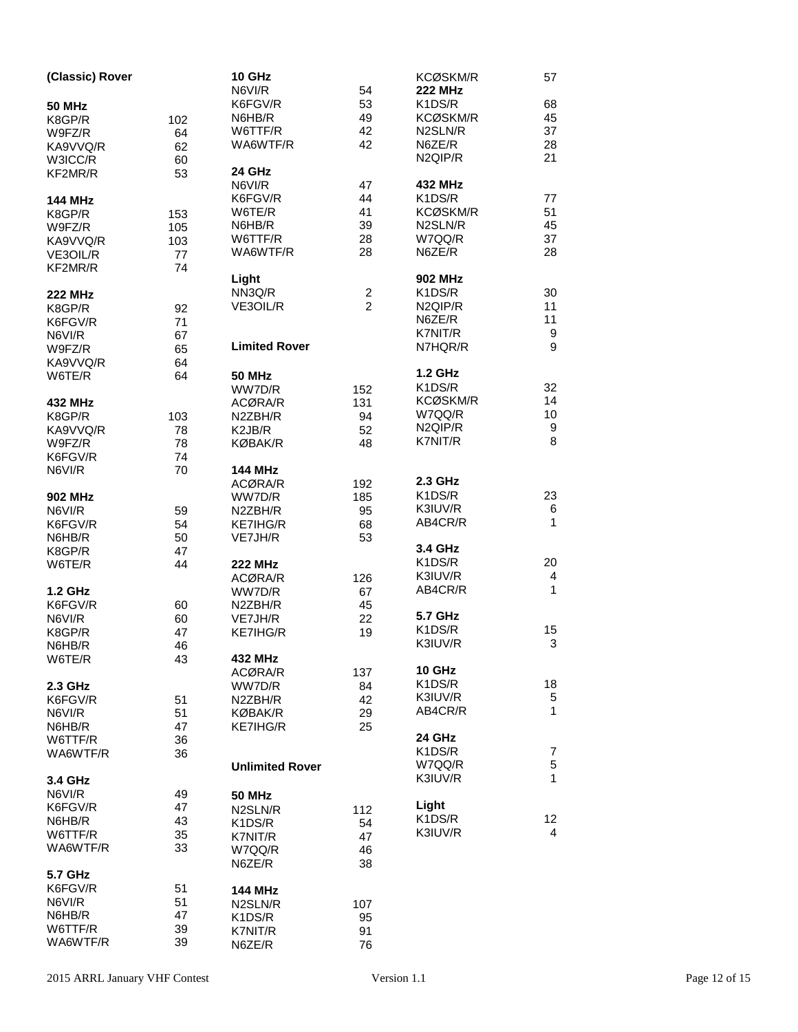### (Classic) Rover

**50 MHz**

| Call | Score |
|---|---|
| K8GP/R | 102 |
| W9FZ/R | 64 |
| KA9VVQ/R | 62 |
| W3ICC/R | 60 |
| KF2MR/R | 53 |

**144 MHz**

| Call | Score |
|---|---|
| K8GP/R | 153 |
| W9FZ/R | 105 |
| KA9VVQ/R | 103 |
| VE3OIL/R | 77 |
| KF2MR/R | 74 |

**222 MHz**

| Call | Score |
|---|---|
| K8GP/R | 92 |
| K6FGV/R | 71 |
| N6VI/R | 67 |
| W9FZ/R | 65 |
| KA9VVQ/R | 64 |
| W6TE/R | 64 |

**432 MHz**

| Call | Score |
|---|---|
| K8GP/R | 103 |
| KA9VVQ/R | 78 |
| W9FZ/R | 78 |
| K6FGV/R | 74 |
| N6VI/R | 70 |

**902 MHz**

| Call | Score |
|---|---|
| N6VI/R | 59 |
| K6FGV/R | 54 |
| N6HB/R | 50 |
| K8GP/R | 47 |
| W6TE/R | 44 |

**1.2 GHz**

| Call | Score |
|---|---|
| K6FGV/R | 60 |
| N6VI/R | 60 |
| K8GP/R | 47 |
| N6HB/R | 46 |
| W6TE/R | 43 |

**2.3 GHz**

| Call | Score |
|---|---|
| K6FGV/R | 51 |
| N6VI/R | 51 |
| N6HB/R | 47 |
| W6TTF/R | 36 |
| WA6WTF/R | 36 |

**3.4 GHz**

| Call | Score |
|---|---|
| N6VI/R | 49 |
| K6FGV/R | 47 |
| N6HB/R | 43 |
| W6TTF/R | 35 |
| WA6WTF/R | 33 |

**5.7 GHz**

| Call | Score |
|---|---|
| K6FGV/R | 51 |
| N6VI/R | 51 |
| N6HB/R | 47 |
| W6TTF/R | 39 |
| WA6WTF/R | 39 |

**10 GHz**

| Call | Score |
|---|---|
| N6VI/R | 54 |
| K6FGV/R | 53 |
| N6HB/R | 49 |
| W6TTF/R | 42 |
| WA6WTF/R | 42 |

**24 GHz**

| Call | Score |
|---|---|
| N6VI/R | 47 |
| K6FGV/R | 44 |
| W6TE/R | 41 |
| N6HB/R | 39 |
| W6TTF/R | 28 |
| WA6WTF/R | 28 |

**Light**

| Call | Score |
|---|---|
| NN3Q/R | 2 |
| VE3OIL/R | 2 |

### Limited Rover

**50 MHz**

| Call | Score |
|---|---|
| WW7D/R | 152 |
| ACØRA/R | 131 |
| N2ZBH/R | 94 |
| K2JB/R | 52 |
| KØBAK/R | 48 |

**144 MHz**

| Call | Score |
|---|---|
| ACØRA/R | 192 |
| WW7D/R | 185 |
| N2ZBH/R | 95 |
| KE7IHG/R | 68 |
| VE7JH/R | 53 |

**222 MHz**

| Call | Score |
|---|---|
| ACØRA/R | 126 |
| WW7D/R | 67 |
| N2ZBH/R | 45 |
| VE7JH/R | 22 |
| KE7IHG/R | 19 |

**432 MHz**

| Call | Score |
|---|---|
| ACØRA/R | 137 |
| WW7D/R | 84 |
| N2ZBH/R | 42 |
| KØBAK/R | 29 |
| KE7IHG/R | 25 |

### Unlimited Rover

**50 MHz**

| Call | Score |
|---|---|
| N2SLN/R | 112 |
| K1DS/R | 54 |
| K7NIT/R | 47 |
| W7QQ/R | 46 |
| N6ZE/R | 38 |

**144 MHz**

| Call | Score |
|---|---|
| N2SLN/R | 107 |
| K1DS/R | 95 |
| K7NIT/R | 91 |
| N6ZE/R | 76 |
| KCØSKM/R | 57 |

**222 MHz**

| Call | Score |
|---|---|
| K1DS/R | 68 |
| KCØSKM/R | 45 |
| N2SLN/R | 37 |
| N6ZE/R | 28 |
| N2QIP/R | 21 |

**432 MHz**

| Call | Score |
|---|---|
| K1DS/R | 77 |
| KCØSKM/R | 51 |
| N2SLN/R | 45 |
| W7QQ/R | 37 |
| N6ZE/R | 28 |

**902 MHz**

| Call | Score |
|---|---|
| K1DS/R | 30 |
| N2QIP/R | 11 |
| N6ZE/R | 11 |
| K7NIT/R | 9 |
| N7HQR/R | 9 |

**1.2 GHz**

| Call | Score |
|---|---|
| K1DS/R | 32 |
| KCØSKM/R | 14 |
| W7QQ/R | 10 |
| N2QIP/R | 9 |
| K7NIT/R | 8 |

**2.3 GHz**

| Call | Score |
|---|---|
| K1DS/R | 23 |
| K3IUV/R | 6 |
| AB4CR/R | 1 |

**3.4 GHz**

| Call | Score |
|---|---|
| K1DS/R | 20 |
| K3IUV/R | 4 |
| AB4CR/R | 1 |

**5.7 GHz**

| Call | Score |
|---|---|
| K1DS/R | 15 |
| K3IUV/R | 3 |

**10 GHz**

| Call | Score |
|---|---|
| K1DS/R | 18 |
| K3IUV/R | 5 |
| AB4CR/R | 1 |

**24 GHz**

| Call | Score |
|---|---|
| K1DS/R | 7 |
| W7QQ/R | 5 |
| K3IUV/R | 1 |

**Light**

| Call | Score |
|---|---|
| K1DS/R | 12 |
| K3IUV/R | 4 |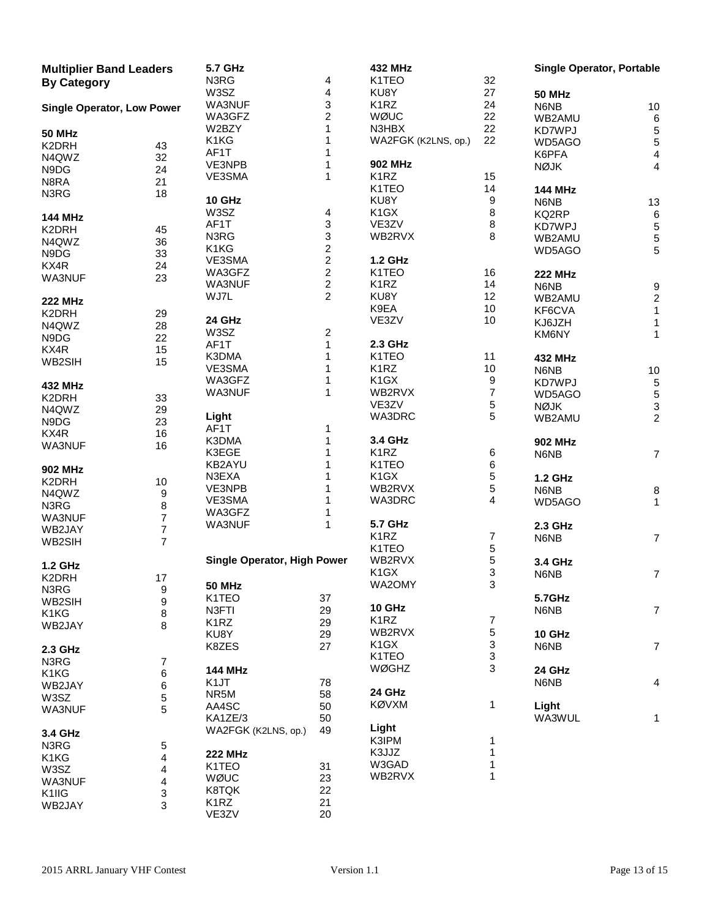## Multiplier Band Leaders By Category

### Single Operator, Low Power

**50 MHz**

| | |
|---|---|
| K2DRH | 43 |
| N4QWZ | 32 |
| N9DG | 24 |
| N8RA | 21 |
| N3RG | 18 |

**144 MHz**

| | |
|---|---|
| K2DRH | 45 |
| N4QWZ | 36 |
| N9DG | 33 |
| KX4R | 24 |
| WA3NUF | 23 |

**222 MHz**

| | |
|---|---|
| K2DRH | 29 |
| N4QWZ | 28 |
| N9DG | 22 |
| KX4R | 15 |
| WB2SIH | 15 |

**432 MHz**

| | |
|---|---|
| K2DRH | 33 |
| N4QWZ | 29 |
| N9DG | 23 |
| KX4R | 16 |
| WA3NUF | 16 |

**902 MHz**

| | |
|---|---|
| K2DRH | 10 |
| N4QWZ | 9 |
| N3RG | 8 |
| WA3NUF | 7 |
| WB2JAY | 7 |
| WB2SIH | 7 |

**1.2 GHz**

| | |
|---|---|
| K2DRH | 17 |
| N3RG | 9 |
| WB2SIH | 9 |
| K1KG | 8 |
| WB2JAY | 8 |

**2.3 GHz**

| | |
|---|---|
| N3RG | 7 |
| K1KG | 6 |
| WB2JAY | 6 |
| W3SZ | 5 |
| WA3NUF | 5 |

**3.4 GHz**

| | |
|---|---|
| N3RG | 5 |
| K1KG | 4 |
| W3SZ | 4 |
| WA3NUF | 4 |
| K1IIG | 3 |
| WB2JAY | 3 |

**5.7 GHz**

| | |
|---|---|
| N3RG | 4 |
| W3SZ | 4 |
| WA3NUF | 3 |
| WA3GFZ | 2 |
| W2BZY | 1 |
| K1KG | 1 |
| AF1T | 1 |
| VE3NPB | 1 |
| VE3SMA | 1 |

**10 GHz**

| | |
|---|---|
| W3SZ | 4 |
| AF1T | 3 |
| N3RG | 3 |
| K1KG | 2 |
| VE3SMA | 2 |
| WA3GFZ | 2 |
| WA3NUF | 2 |
| WJ7L | 2 |

**24 GHz**

| | |
|---|---|
| W3SZ | 2 |
| AF1T | 1 |
| K3DMA | 1 |
| VE3SMA | 1 |
| WA3GFZ | 1 |
| WA3NUF | 1 |

**Light**

| | |
|---|---|
| AF1T | 1 |
| K3DMA | 1 |
| K3EGE | 1 |
| KB2AYU | 1 |
| N3EXA | 1 |
| VE3NPB | 1 |
| VE3SMA | 1 |
| WA3GFZ | 1 |
| WA3NUF | 1 |

### Single Operator, High Power

**50 MHz**

| | |
|---|---|
| K1TEO | 37 |
| N3FTI | 29 |
| K1RZ | 29 |
| KU8Y | 29 |
| K8ZES | 27 |

**144 MHz**

| | |
|---|---|
| K1JT | 78 |
| NR5M | 58 |
| AA4SC | 50 |
| KA1ZE/3 | 50 |
| WA2FGK (K2LNS, op.) | 49 |

**222 MHz**

| | |
|---|---|
| K1TEO | 31 |
| WØUC | 23 |
| K8TQK | 22 |
| K1RZ | 21 |
| VE3ZV | 20 |

**432 MHz**

| | |
|---|---|
| K1TEO | 32 |
| KU8Y | 27 |
| K1RZ | 24 |
| WØUC | 22 |
| N3HBX | 22 |
| WA2FGK (K2LNS, op.) | 22 |

**902 MHz**

| | |
|---|---|
| K1RZ | 15 |
| K1TEO | 14 |
| KU8Y | 9 |
| K1GX | 8 |
| VE3ZV | 8 |
| WB2RVX | 8 |

**1.2 GHz**

| | |
|---|---|
| K1TEO | 16 |
| K1RZ | 14 |
| KU8Y | 12 |
| K9EA | 10 |
| VE3ZV | 10 |

**2.3 GHz**

| | |
|---|---|
| K1TEO | 11 |
| K1RZ | 10 |
| K1GX | 9 |
| WB2RVX | 7 |
| VE3ZV | 5 |
| WA3DRC | 5 |

**3.4 GHz**

| | |
|---|---|
| K1RZ | 6 |
| K1TEO | 6 |
| K1GX | 5 |
| WB2RVX | 5 |
| WA3DRC | 4 |

**5.7 GHz**

| | |
|---|---|
| K1RZ | 7 |
| K1TEO | 5 |
| WB2RVX | 5 |
| K1GX | 3 |
| WA2OMY | 3 |

**10 GHz**

| | |
|---|---|
| K1RZ | 7 |
| WB2RVX | 5 |
| K1GX | 3 |
| K1TEO | 3 |
| WØGHZ | 3 |

**24 GHz**

| | |
|---|---|
| KØVXM | 1 |

**Light**

| | |
|---|---|
| K3IPM | 1 |
| K3JJZ | 1 |
| W3GAD | 1 |
| WB2RVX | 1 |

### Single Operator, Portable

**50 MHz**

| | |
|---|---|
| N6NB | 10 |
| WB2AMU | 6 |
| KD7WPJ | 5 |
| WD5AGO | 5 |
| K6PFA | 4 |
| NØJK | 4 |

**144 MHz**

| | |
|---|---|
| N6NB | 13 |
| KQ2RP | 6 |
| KD7WPJ | 5 |
| WB2AMU | 5 |
| WD5AGO | 5 |

**222 MHz**

| | |
|---|---|
| N6NB | 9 |
| WB2AMU | 2 |
| KF6CVA | 1 |
| KJ6JZH | 1 |
| KM6NY | 1 |

**432 MHz**

| | |
|---|---|
| N6NB | 10 |
| KD7WPJ | 5 |
| WD5AGO | 5 |
| NØJK | 3 |
| WB2AMU | 2 |

**902 MHz**

| | |
|---|---|
| N6NB | 7 |

**1.2 GHz**

| | |
|---|---|
| N6NB | 8 |
| WD5AGO | 1 |

**2.3 GHz**

| | |
|---|---|
| N6NB | 7 |

**3.4 GHz**

| | |
|---|---|
| N6NB | 7 |

**5.7GHz**

| | |
|---|---|
| N6NB | 7 |

**10 GHz**

| | |
|---|---|
| N6NB | 7 |

**24 GHz**

| | |
|---|---|
| N6NB | 4 |

**Light**

| | |
|---|---|
| WA3WUL | 1 |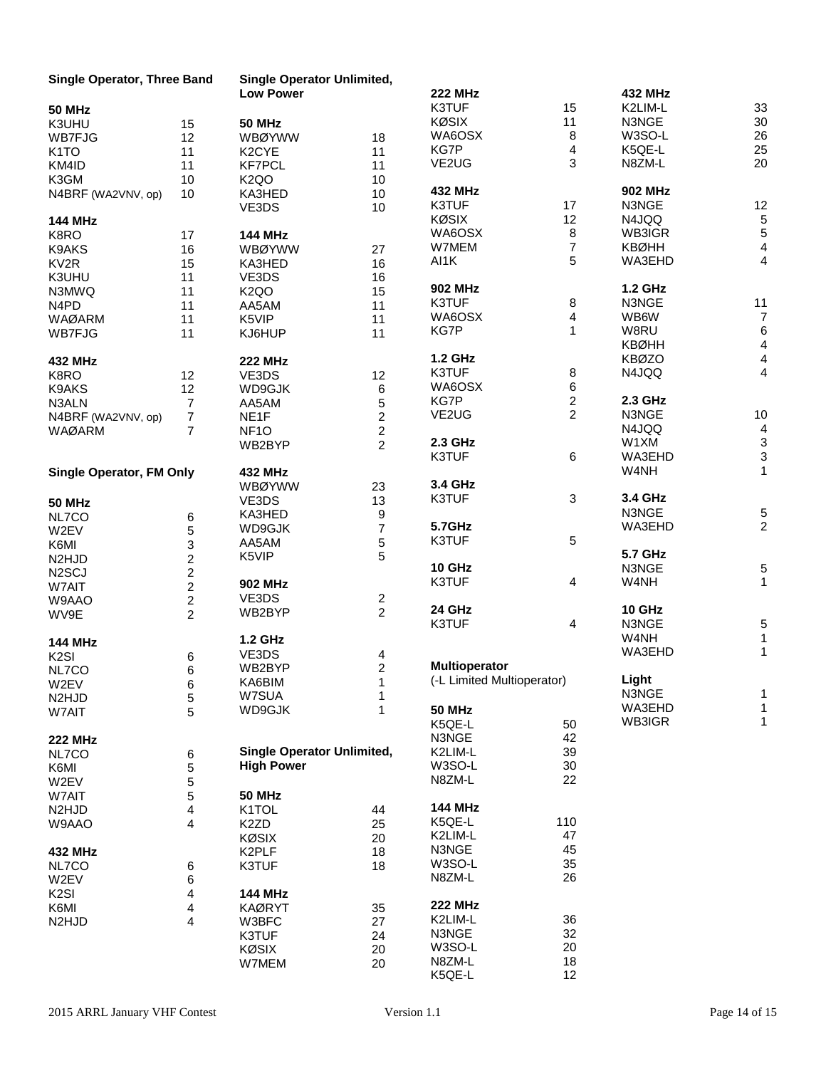## Single Operator, Three Band

**50 MHz**

| Call | Score |
|---|---|
| K3UHU | 15 |
| WB7FJG | 12 |
| K1TO | 11 |
| KM4ID | 11 |
| K3GM | 10 |
| N4BRF (WA2VNV, op) | 10 |

**144 MHz**

| Call | Score |
|---|---|
| K8RO | 17 |
| K9AKS | 16 |
| KV2R | 15 |
| K3UHU | 11 |
| N3MWQ | 11 |
| N4PD | 11 |
| WAØARM | 11 |
| WB7FJG | 11 |

**432 MHz**

| Call | Score |
|---|---|
| K8RO | 12 |
| K9AKS | 12 |
| N3ALN | 7 |
| N4BRF (WA2VNV, op) | 7 |
| WAØARM | 7 |

## Single Operator, FM Only

**50 MHz**

| Call | Score |
|---|---|
| NL7CO | 6 |
| W2EV | 5 |
| K6MI | 3 |
| N2HJD | 2 |
| N2SCJ | 2 |
| W7AIT | 2 |
| W9AAO | 2 |
| WV9E | 2 |

**144 MHz**

| Call | Score |
|---|---|
| K2SI | 6 |
| NL7CO | 6 |
| W2EV | 6 |
| N2HJD | 5 |
| W7AIT | 5 |

**222 MHz**

| Call | Score |
|---|---|
| NL7CO | 6 |
| K6MI | 5 |
| W2EV | 5 |
| W7AIT | 5 |
| N2HJD | 4 |
| W9AAO | 4 |

**432 MHz**

| Call | Score |
|---|---|
| NL7CO | 6 |
| W2EV | 6 |
| K2SI | 4 |
| K6MI | 4 |
| N2HJD | 4 |

## Single Operator Unlimited, Low Power

**50 MHz**

| Call | Score |
|---|---|
| WBØYWW | 18 |
| K2CYE | 11 |
| KF7PCL | 11 |
| K2QO | 10 |
| KA3HED | 10 |
| VE3DS | 10 |

**144 MHz**

| Call | Score |
|---|---|
| WBØYWW | 27 |
| KA3HED | 16 |
| VE3DS | 16 |
| K2QO | 15 |
| AA5AM | 11 |
| K5VIP | 11 |
| KJ6HUP | 11 |

**222 MHz**

| Call | Score |
|---|---|
| VE3DS | 12 |
| WD9GJK | 6 |
| AA5AM | 5 |
| NE1F | 2 |
| NF1O | 2 |
| WB2BYP | 2 |

**432 MHz**

| Call | Score |
|---|---|
| WBØYWW | 23 |
| VE3DS | 13 |
| KA3HED | 9 |
| WD9GJK | 7 |
| AA5AM | 5 |
| K5VIP | 5 |

**902 MHz**

| Call | Score |
|---|---|
| VE3DS | 2 |
| WB2BYP | 2 |

**1.2 GHz**

| Call | Score |
|---|---|
| VE3DS | 4 |
| WB2BYP | 2 |
| KA6BIM | 1 |
| W7SUA | 1 |
| WD9GJK | 1 |

## Single Operator Unlimited, High Power

**50 MHz**

| Call | Score |
|---|---|
| K1TOL | 44 |
| K2ZD | 25 |
| KØSIX | 20 |
| K2PLF | 18 |
| K3TUF | 18 |

**144 MHz**

| Call | Score |
|---|---|
| KAØRYT | 35 |
| W3BFC | 27 |
| K3TUF | 24 |
| KØSIX | 20 |
| W7MEM | 20 |

**222 MHz**

| Call | Score |
|---|---|
| K3TUF | 15 |
| KØSIX | 11 |
| WA6OSX | 8 |
| KG7P | 4 |
| VE2UG | 3 |

**432 MHz**

| Call | Score |
|---|---|
| K3TUF | 17 |
| KØSIX | 12 |
| WA6OSX | 8 |
| W7MEM | 7 |
| AI1K | 5 |

**902 MHz**

| Call | Score |
|---|---|
| K3TUF | 8 |
| WA6OSX | 4 |
| KG7P | 1 |

**1.2 GHz**

| Call | Score |
|---|---|
| K3TUF | 8 |
| WA6OSX | 6 |
| KG7P | 2 |
| VE2UG | 2 |

**2.3 GHz**

| Call | Score |
|---|---|
| K3TUF | 6 |

**3.4 GHz**

| Call | Score |
|---|---|
| K3TUF | 3 |

**5.7GHz**

| Call | Score |
|---|---|
| K3TUF | 5 |

**10 GHz**

| Call | Score |
|---|---|
| K3TUF | 4 |

**24 GHz**

| Call | Score |
|---|---|
| K3TUF | 4 |

## Multioperator

(-L Limited Multioperator)

**50 MHz**

| Call | Score |
|---|---|
| K5QE-L | 50 |
| N3NGE | 42 |
| K2LIM-L | 39 |
| W3SO-L | 30 |
| N8ZM-L | 22 |

**144 MHz**

| Call | Score |
|---|---|
| K5QE-L | 110 |
| K2LIM-L | 47 |
| N3NGE | 45 |
| W3SO-L | 35 |
| N8ZM-L | 26 |

**222 MHz**

| Call | Score |
|---|---|
| K2LIM-L | 36 |
| N3NGE | 32 |
| W3SO-L | 20 |
| N8ZM-L | 18 |
| K5QE-L | 12 |

**432 MHz**

| Call | Score |
|---|---|
| K2LIM-L | 33 |
| N3NGE | 30 |
| W3SO-L | 26 |
| K5QE-L | 25 |
| N8ZM-L | 20 |

**902 MHz**

| Call | Score |
|---|---|
| N3NGE | 12 |
| N4JQQ | 5 |
| WB3IGR | 5 |
| KBØHH | 4 |
| WA3EHD | 4 |

**1.2 GHz**

| Call | Score |
|---|---|
| N3NGE | 11 |
| WB6W | 7 |
| W8RU | 6 |
| KBØHH | 4 |
| KBØZO | 4 |
| N4JQQ | 4 |

**2.3 GHz**

| Call | Score |
|---|---|
| N3NGE | 10 |
| N4JQQ | 4 |
| W1XM | 3 |
| WA3EHD | 3 |
| W4NH | 1 |

**3.4 GHz**

| Call | Score |
|---|---|
| N3NGE | 5 |
| WA3EHD | 2 |

**5.7 GHz**

| Call | Score |
|---|---|
| N3NGE | 5 |
| W4NH | 1 |

**10 GHz**

| Call | Score |
|---|---|
| N3NGE | 5 |
| W4NH | 1 |
| WA3EHD | 1 |

**Light**

| Call | Score |
|---|---|
| N3NGE | 1 |
| WA3EHD | 1 |
| WB3IGR | 1 |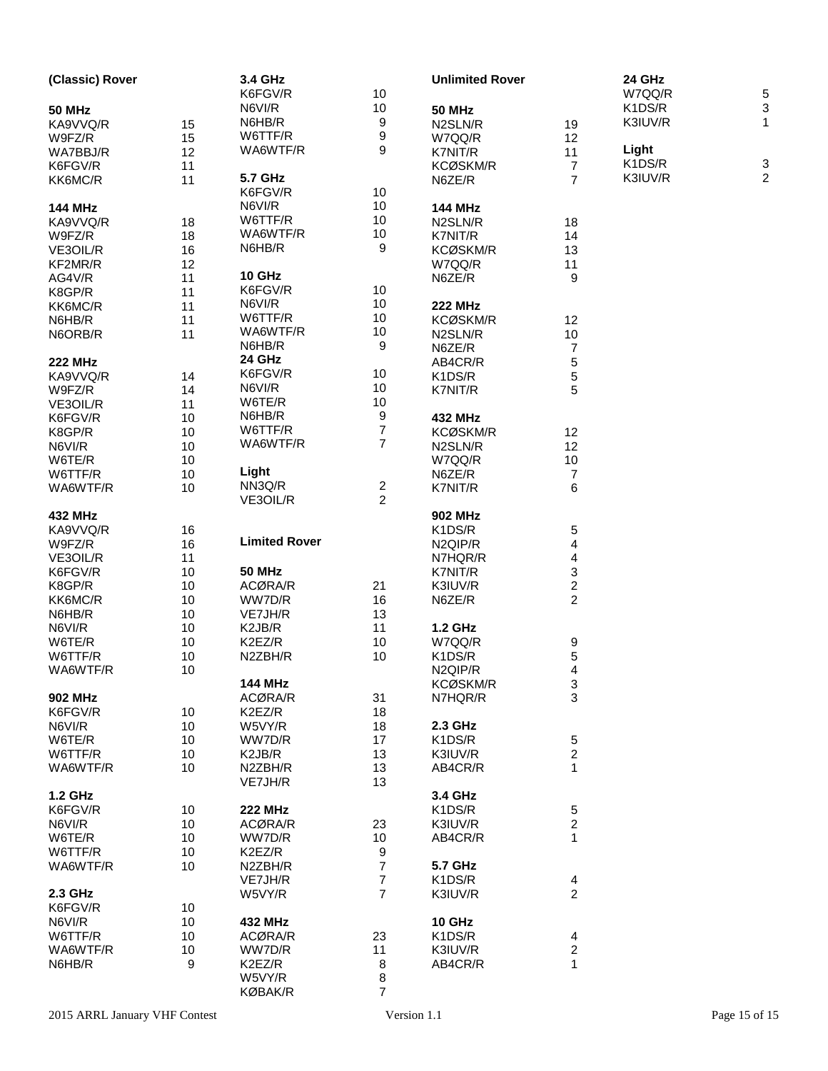## (Classic) Rover

### 50 MHz

| | |
|---|---|
| KA9VVQ/R | 15 |
| W9FZ/R | 15 |
| WA7BBJ/R | 12 |
| K6FGV/R | 11 |
| KK6MC/R | 11 |

### 144 MHz

| | |
|---|---|
| KA9VVQ/R | 18 |
| W9FZ/R | 18 |
| VE3OIL/R | 16 |
| KF2MR/R | 12 |
| AG4V/R | 11 |
| K8GP/R | 11 |
| KK6MC/R | 11 |
| N6HB/R | 11 |
| N6ORB/R | 11 |

### 222 MHz

| | |
|---|---|
| KA9VVQ/R | 14 |
| W9FZ/R | 14 |
| VE3OIL/R | 11 |
| K6FGV/R | 10 |
| K8GP/R | 10 |
| N6VI/R | 10 |
| W6TE/R | 10 |
| W6TTF/R | 10 |
| WA6WTF/R | 10 |

### 432 MHz

| | |
|---|---|
| KA9VVQ/R | 16 |
| W9FZ/R | 16 |
| VE3OIL/R | 11 |
| K6FGV/R | 10 |
| K8GP/R | 10 |
| KK6MC/R | 10 |
| N6HB/R | 10 |
| N6VI/R | 10 |
| W6TE/R | 10 |
| W6TTF/R | 10 |
| WA6WTF/R | 10 |

### 902 MHz

| | |
|---|---|
| K6FGV/R | 10 |
| N6VI/R | 10 |
| W6TE/R | 10 |
| W6TTF/R | 10 |
| WA6WTF/R | 10 |

### 1.2 GHz

| | |
|---|---|
| K6FGV/R | 10 |
| N6VI/R | 10 |
| W6TE/R | 10 |
| W6TTF/R | 10 |
| WA6WTF/R | 10 |

### 2.3 GHz

| | |
|---|---|
| K6FGV/R | 10 |
| N6VI/R | 10 |
| W6TTF/R | 10 |
| WA6WTF/R | 10 |
| N6HB/R | 9 |

### 3.4 GHz

| | |
|---|---|
| K6FGV/R | 10 |
| N6VI/R | 10 |
| N6HB/R | 9 |
| W6TTF/R | 9 |
| WA6WTF/R | 9 |

### 5.7 GHz

| | |
|---|---|
| K6FGV/R | 10 |
| N6VI/R | 10 |
| W6TTF/R | 10 |
| WA6WTF/R | 10 |
| N6HB/R | 9 |

### 10 GHz

| | |
|---|---|
| K6FGV/R | 10 |
| N6VI/R | 10 |
| W6TTF/R | 10 |
| WA6WTF/R | 10 |
| N6HB/R | 9 |

### 24 GHz

| | |
|---|---|
| K6FGV/R | 10 |
| N6VI/R | 10 |
| W6TE/R | 10 |
| N6HB/R | 9 |
| W6TTF/R | 7 |
| WA6WTF/R | 7 |

### Light

| | |
|---|---|
| NN3Q/R | 2 |
| VE3OIL/R | 2 |

## Limited Rover

### 50 MHz

| | |
|---|---|
| ACØRA/R | 21 |
| WW7D/R | 16 |
| VE7JH/R | 13 |
| K2JB/R | 11 |
| K2EZ/R | 10 |
| N2ZBH/R | 10 |

### 144 MHz

| | |
|---|---|
| ACØRA/R | 31 |
| K2EZ/R | 18 |
| W5VY/R | 18 |
| WW7D/R | 17 |
| K2JB/R | 13 |
| N2ZBH/R | 13 |
| VE7JH/R | 13 |

### 222 MHz

| | |
|---|---|
| ACØRA/R | 23 |
| WW7D/R | 10 |
| K2EZ/R | 9 |
| N2ZBH/R | 7 |
| VE7JH/R | 7 |
| W5VY/R | 7 |

### 432 MHz

| | |
|---|---|
| ACØRA/R | 23 |
| WW7D/R | 11 |
| K2EZ/R | 8 |
| W5VY/R | 8 |
| KØBAK/R | 7 |

## Unlimited Rover

### 50 MHz

| | |
|---|---|
| N2SLN/R | 19 |
| W7QQ/R | 12 |
| K7NIT/R | 11 |
| KCØSKM/R | 7 |
| N6ZE/R | 7 |

### 144 MHz

| | |
|---|---|
| N2SLN/R | 18 |
| K7NIT/R | 14 |
| KCØSKM/R | 13 |
| W7QQ/R | 11 |
| N6ZE/R | 9 |

### 222 MHz

| | |
|---|---|
| KCØSKM/R | 12 |
| N2SLN/R | 10 |
| N6ZE/R | 7 |
| AB4CR/R | 5 |
| K1DS/R | 5 |
| K7NIT/R | 5 |

### 432 MHz

| | |
|---|---|
| KCØSKM/R | 12 |
| N2SLN/R | 12 |
| W7QQ/R | 10 |
| N6ZE/R | 7 |
| K7NIT/R | 6 |

### 902 MHz

| | |
|---|---|
| K1DS/R | 5 |
| N2QIP/R | 4 |
| N7HQR/R | 4 |
| K7NIT/R | 3 |
| K3IUV/R | 2 |
| N6ZE/R | 2 |

### 1.2 GHz

| | |
|---|---|
| W7QQ/R | 9 |
| K1DS/R | 5 |
| N2QIP/R | 4 |
| KCØSKM/R | 3 |
| N7HQR/R | 3 |

### 2.3 GHz

| | |
|---|---|
| K1DS/R | 5 |
| K3IUV/R | 2 |
| AB4CR/R | 1 |

### 3.4 GHz

| | |
|---|---|
| K1DS/R | 5 |
| K3IUV/R | 2 |
| AB4CR/R | 1 |

### 5.7 GHz

| | |
|---|---|
| K1DS/R | 4 |
| K3IUV/R | 2 |

### 10 GHz

| | |
|---|---|
| K1DS/R | 4 |
| K3IUV/R | 2 |
| AB4CR/R | 1 |

### 24 GHz

| | |
|---|---|
| W7QQ/R | 5 |
| K1DS/R | 3 |
| K3IUV/R | 1 |

### Light

| | |
|---|---|
| K1DS/R | 3 |
| K3IUV/R | 2 |